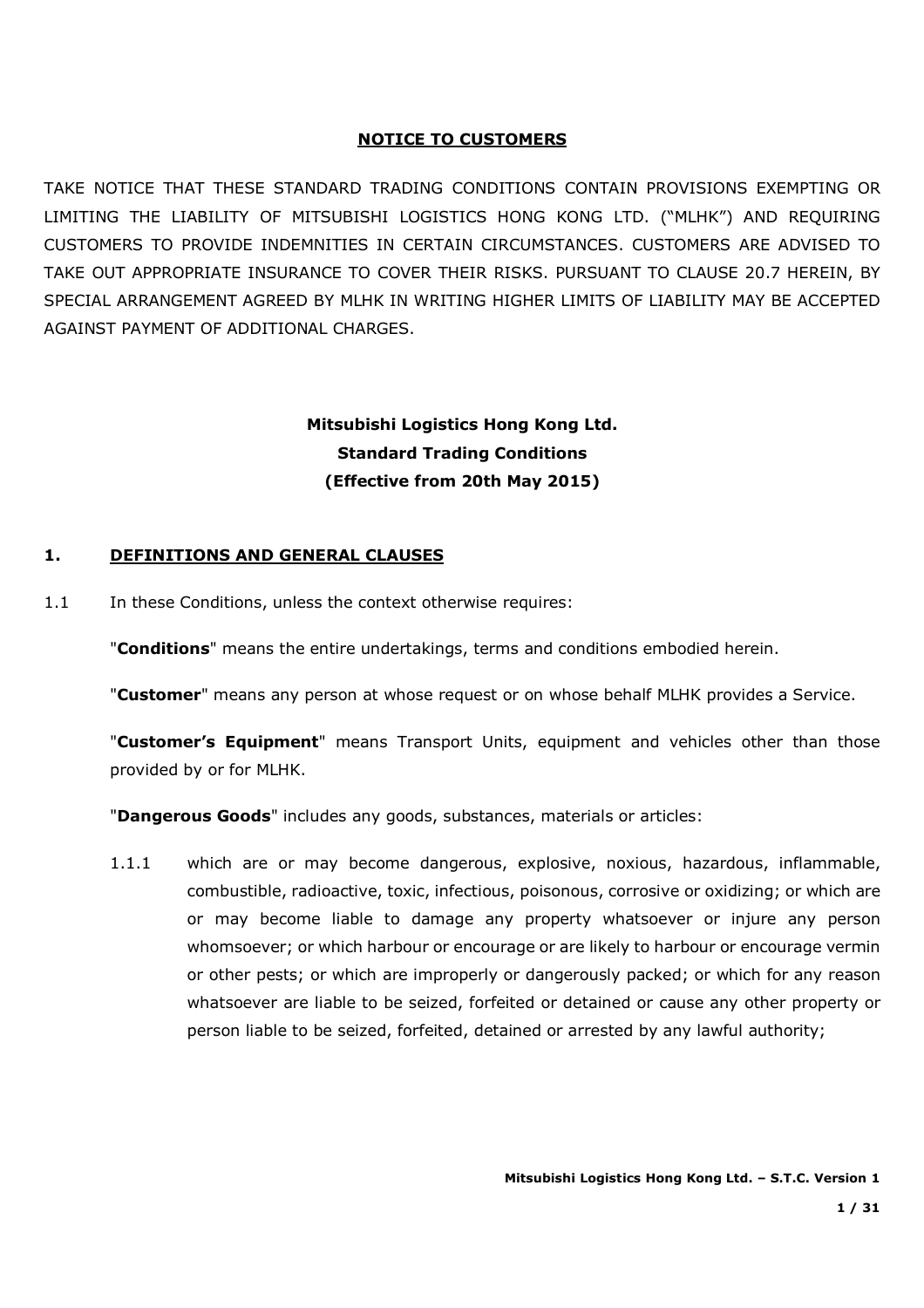## NOTICE TO CUSTOMERS

TAKE NOTICE THAT THESE STANDARD TRADING CONDITIONS CONTAIN PROVISIONS EXEMPTING OR LIMITING THE LIABILITY OF MITSUBISHI LOGISTICS HONG KONG LTD. ("MLHK") AND REQUIRING CUSTOMERS TO PROVIDE INDEMNITIES IN CERTAIN CIRCUMSTANCES. CUSTOMERS ARE ADVISED TO TAKE OUT APPROPRIATE INSURANCE TO COVER THEIR RISKS. PURSUANT TO CLAUSE 20.7 HEREIN, BY SPECIAL ARRANGEMENT AGREED BY MLHK IN WRITING HIGHER LIMITS OF LIABILITY MAY BE ACCEPTED AGAINST PAYMENT OF ADDITIONAL CHARGES.

# Mitsubishi Logistics Hong Kong Ltd.
# Standard Trading Conditions
# (Effective from 20th May 2015)

## 1. DEFINITIONS AND GENERAL CLAUSES

1.1 In these Conditions, unless the context otherwise requires:

"**Conditions**" means the entire undertakings, terms and conditions embodied herein.

"**Customer**" means any person at whose request or on whose behalf MLHK provides a Service.

"**Customer's Equipment**" means Transport Units, equipment and vehicles other than those provided by or for MLHK.

"**Dangerous Goods**" includes any goods, substances, materials or articles:

1.1.1 which are or may become dangerous, explosive, noxious, hazardous, inflammable, combustible, radioactive, toxic, infectious, poisonous, corrosive or oxidizing; or which are or may become liable to damage any property whatsoever or injure any person whomsoever; or which harbour or encourage or are likely to harbour or encourage vermin or other pests; or which are improperly or dangerously packed; or which for any reason whatsoever are liable to be seized, forfeited or detained or cause any other property or person liable to be seized, forfeited, detained or arrested by any lawful authority;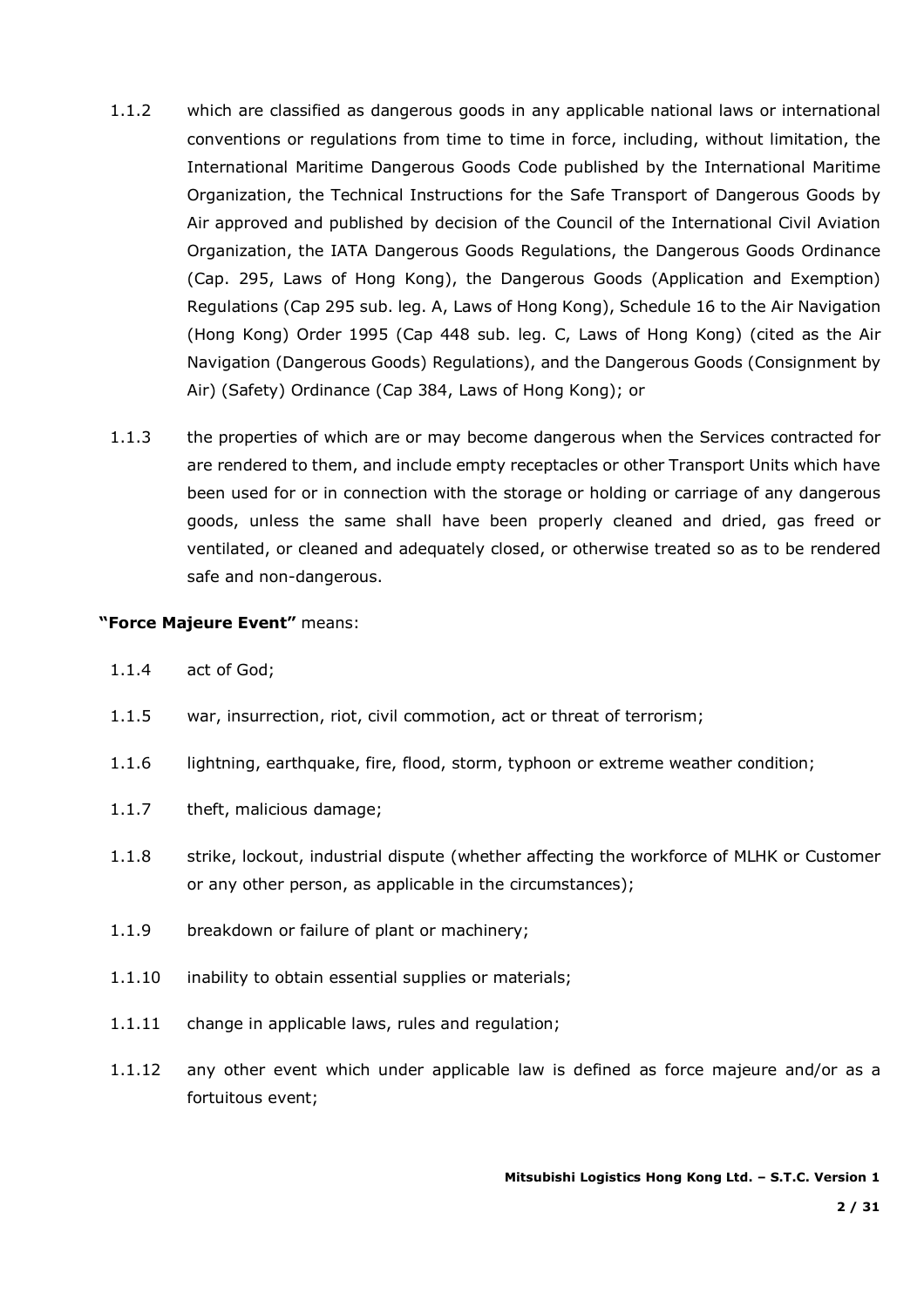1.1.2 which are classified as dangerous goods in any applicable national laws or international conventions or regulations from time to time in force, including, without limitation, the International Maritime Dangerous Goods Code published by the International Maritime Organization, the Technical Instructions for the Safe Transport of Dangerous Goods by Air approved and published by decision of the Council of the International Civil Aviation Organization, the IATA Dangerous Goods Regulations, the Dangerous Goods Ordinance (Cap. 295, Laws of Hong Kong), the Dangerous Goods (Application and Exemption) Regulations (Cap 295 sub. leg. A, Laws of Hong Kong), Schedule 16 to the Air Navigation (Hong Kong) Order 1995 (Cap 448 sub. leg. C, Laws of Hong Kong) (cited as the Air Navigation (Dangerous Goods) Regulations), and the Dangerous Goods (Consignment by Air) (Safety) Ordinance (Cap 384, Laws of Hong Kong); or

1.1.3 the properties of which are or may become dangerous when the Services contracted for are rendered to them, and include empty receptacles or other Transport Units which have been used for or in connection with the storage or holding or carriage of any dangerous goods, unless the same shall have been properly cleaned and dried, gas freed or ventilated, or cleaned and adequately closed, or otherwise treated so as to be rendered safe and non-dangerous.

**"Force Majeure Event"** means:

1.1.4 act of God;

1.1.5 war, insurrection, riot, civil commotion, act or threat of terrorism;

1.1.6 lightning, earthquake, fire, flood, storm, typhoon or extreme weather condition;

1.1.7 theft, malicious damage;

1.1.8 strike, lockout, industrial dispute (whether affecting the workforce of MLHK or Customer or any other person, as applicable in the circumstances);

1.1.9 breakdown or failure of plant or machinery;

1.1.10 inability to obtain essential supplies or materials;

1.1.11 change in applicable laws, rules and regulation;

1.1.12 any other event which under applicable law is defined as force majeure and/or as a fortuitous event;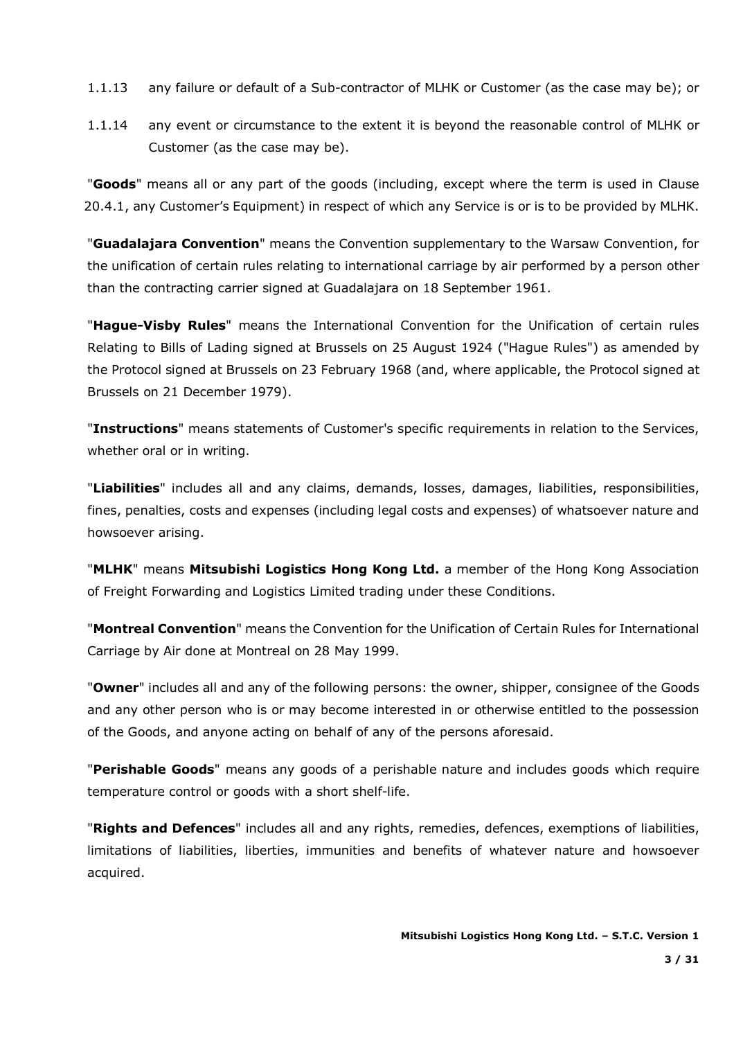1.1.13 any failure or default of a Sub-contractor of MLHK or Customer (as the case may be); or

1.1.14 any event or circumstance to the extent it is beyond the reasonable control of MLHK or Customer (as the case may be).

"**Goods**" means all or any part of the goods (including, except where the term is used in Clause 20.4.1, any Customer's Equipment) in respect of which any Service is or is to be provided by MLHK.

"**Guadalajara Convention**" means the Convention supplementary to the Warsaw Convention, for the unification of certain rules relating to international carriage by air performed by a person other than the contracting carrier signed at Guadalajara on 18 September 1961.

"**Hague-Visby Rules**" means the International Convention for the Unification of certain rules Relating to Bills of Lading signed at Brussels on 25 August 1924 ("Hague Rules") as amended by the Protocol signed at Brussels on 23 February 1968 (and, where applicable, the Protocol signed at Brussels on 21 December 1979).

"**Instructions**" means statements of Customer's specific requirements in relation to the Services, whether oral or in writing.

"**Liabilities**" includes all and any claims, demands, losses, damages, liabilities, responsibilities, fines, penalties, costs and expenses (including legal costs and expenses) of whatsoever nature and howsoever arising.

"**MLHK**" means **Mitsubishi Logistics Hong Kong Ltd.** a member of the Hong Kong Association of Freight Forwarding and Logistics Limited trading under these Conditions.

"**Montreal Convention**" means the Convention for the Unification of Certain Rules for International Carriage by Air done at Montreal on 28 May 1999.

"**Owner**" includes all and any of the following persons: the owner, shipper, consignee of the Goods and any other person who is or may become interested in or otherwise entitled to the possession of the Goods, and anyone acting on behalf of any of the persons aforesaid.

"**Perishable Goods**" means any goods of a perishable nature and includes goods which require temperature control or goods with a short shelf-life.

"**Rights and Defences**" includes all and any rights, remedies, defences, exemptions of liabilities, limitations of liabilities, liberties, immunities and benefits of whatever nature and howsoever acquired.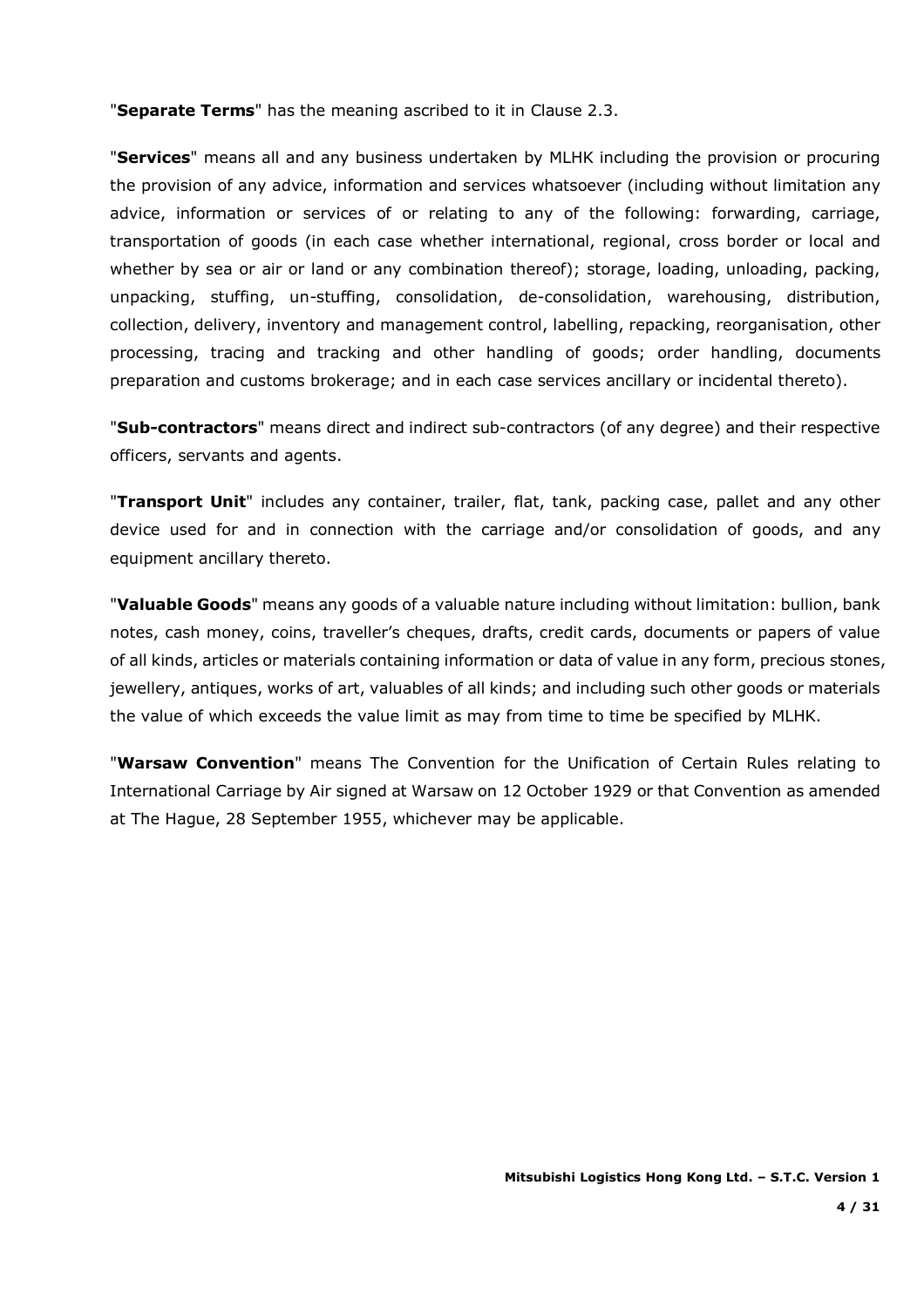"**Separate Terms**" has the meaning ascribed to it in Clause 2.3.

"**Services**" means all and any business undertaken by MLHK including the provision or procuring the provision of any advice, information and services whatsoever (including without limitation any advice, information or services of or relating to any of the following: forwarding, carriage, transportation of goods (in each case whether international, regional, cross border or local and whether by sea or air or land or any combination thereof); storage, loading, unloading, packing, unpacking, stuffing, un-stuffing, consolidation, de-consolidation, warehousing, distribution, collection, delivery, inventory and management control, labelling, repacking, reorganisation, other processing, tracing and tracking and other handling of goods; order handling, documents preparation and customs brokerage; and in each case services ancillary or incidental thereto).

"**Sub-contractors**" means direct and indirect sub-contractors (of any degree) and their respective officers, servants and agents.

"**Transport Unit**" includes any container, trailer, flat, tank, packing case, pallet and any other device used for and in connection with the carriage and/or consolidation of goods, and any equipment ancillary thereto.

"**Valuable Goods**" means any goods of a valuable nature including without limitation: bullion, bank notes, cash money, coins, traveller's cheques, drafts, credit cards, documents or papers of value of all kinds, articles or materials containing information or data of value in any form, precious stones, jewellery, antiques, works of art, valuables of all kinds; and including such other goods or materials the value of which exceeds the value limit as may from time to time be specified by MLHK.

"**Warsaw Convention**" means The Convention for the Unification of Certain Rules relating to International Carriage by Air signed at Warsaw on 12 October 1929 or that Convention as amended at The Hague, 28 September 1955, whichever may be applicable.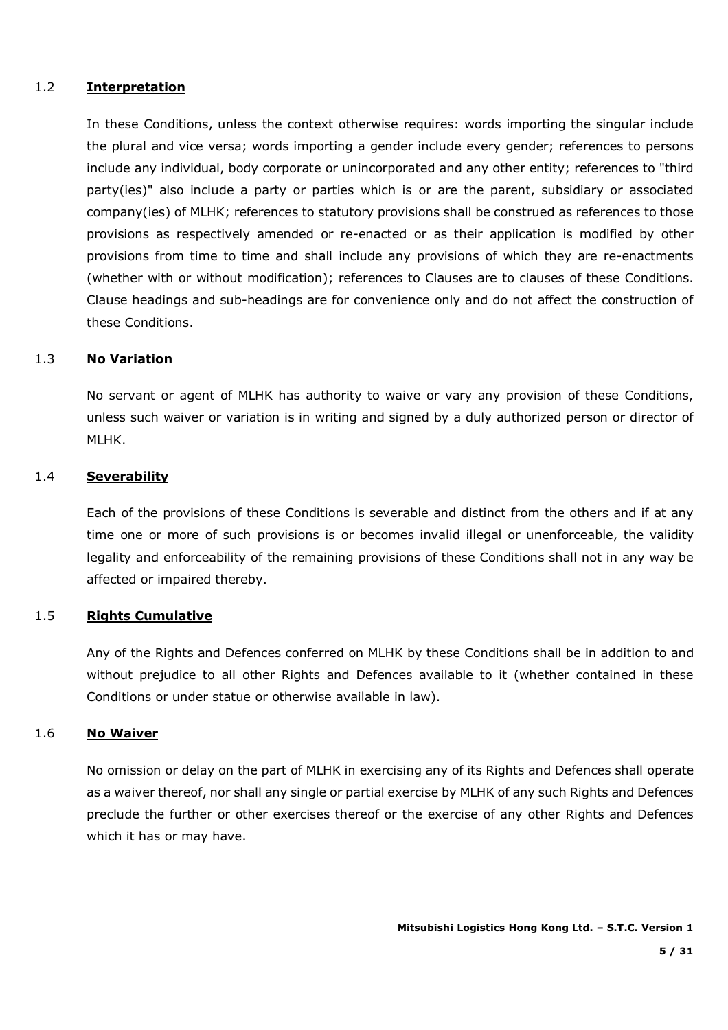### 1.2 **Interpretation**

In these Conditions, unless the context otherwise requires: words importing the singular include the plural and vice versa; words importing a gender include every gender; references to persons include any individual, body corporate or unincorporated and any other entity; references to "third party(ies)" also include a party or parties which is or are the parent, subsidiary or associated company(ies) of MLHK; references to statutory provisions shall be construed as references to those provisions as respectively amended or re-enacted or as their application is modified by other provisions from time to time and shall include any provisions of which they are re-enactments (whether with or without modification); references to Clauses are to clauses of these Conditions. Clause headings and sub-headings are for convenience only and do not affect the construction of these Conditions.

### 1.3 **No Variation**

No servant or agent of MLHK has authority to waive or vary any provision of these Conditions, unless such waiver or variation is in writing and signed by a duly authorized person or director of MLHK.

### 1.4 **Severability**

Each of the provisions of these Conditions is severable and distinct from the others and if at any time one or more of such provisions is or becomes invalid illegal or unenforceable, the validity legality and enforceability of the remaining provisions of these Conditions shall not in any way be affected or impaired thereby.

### 1.5 **Rights Cumulative**

Any of the Rights and Defences conferred on MLHK by these Conditions shall be in addition to and without prejudice to all other Rights and Defences available to it (whether contained in these Conditions or under statue or otherwise available in law).

### 1.6 **No Waiver**

No omission or delay on the part of MLHK in exercising any of its Rights and Defences shall operate as a waiver thereof, nor shall any single or partial exercise by MLHK of any such Rights and Defences preclude the further or other exercises thereof or the exercise of any other Rights and Defences which it has or may have.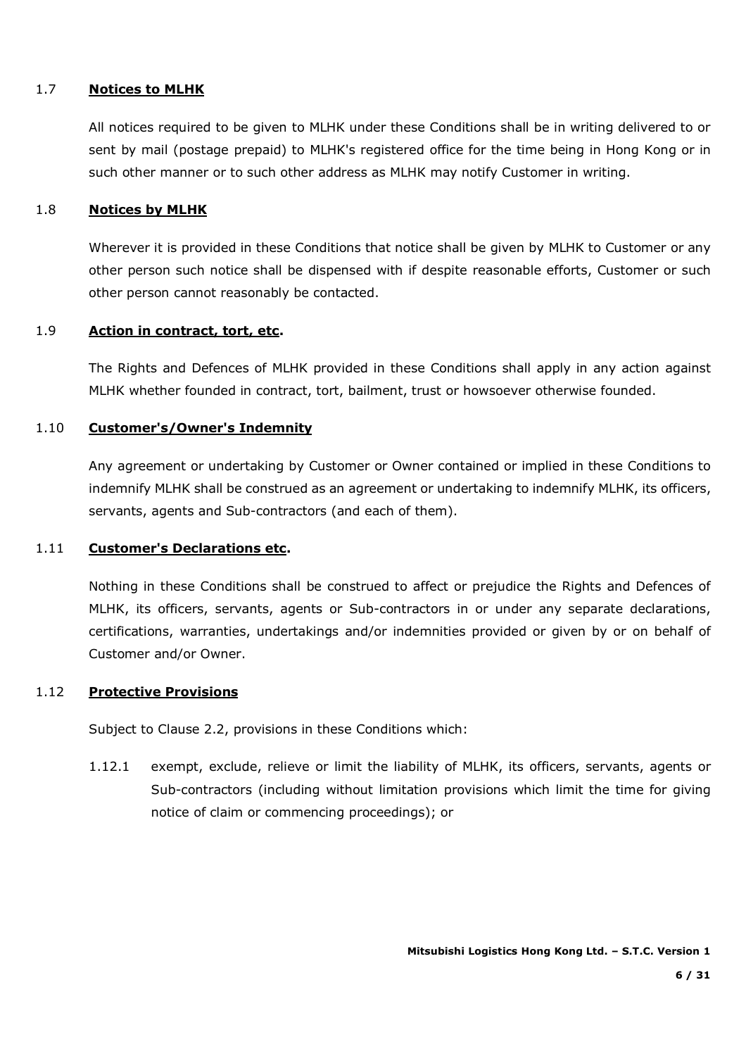### 1.7 **Notices to MLHK**

All notices required to be given to MLHK under these Conditions shall be in writing delivered to or sent by mail (postage prepaid) to MLHK's registered office for the time being in Hong Kong or in such other manner or to such other address as MLHK may notify Customer in writing.

### 1.8 **Notices by MLHK**

Wherever it is provided in these Conditions that notice shall be given by MLHK to Customer or any other person such notice shall be dispensed with if despite reasonable efforts, Customer or such other person cannot reasonably be contacted.

### 1.9 **Action in contract, tort, etc.**

The Rights and Defences of MLHK provided in these Conditions shall apply in any action against MLHK whether founded in contract, tort, bailment, trust or howsoever otherwise founded.

### 1.10 **Customer's/Owner's Indemnity**

Any agreement or undertaking by Customer or Owner contained or implied in these Conditions to indemnify MLHK shall be construed as an agreement or undertaking to indemnify MLHK, its officers, servants, agents and Sub-contractors (and each of them).

### 1.11 **Customer's Declarations etc.**

Nothing in these Conditions shall be construed to affect or prejudice the Rights and Defences of MLHK, its officers, servants, agents or Sub-contractors in or under any separate declarations, certifications, warranties, undertakings and/or indemnities provided or given by or on behalf of Customer and/or Owner.

### 1.12 **Protective Provisions**

Subject to Clause 2.2, provisions in these Conditions which:

1.12.1 exempt, exclude, relieve or limit the liability of MLHK, its officers, servants, agents or Sub-contractors (including without limitation provisions which limit the time for giving notice of claim or commencing proceedings); or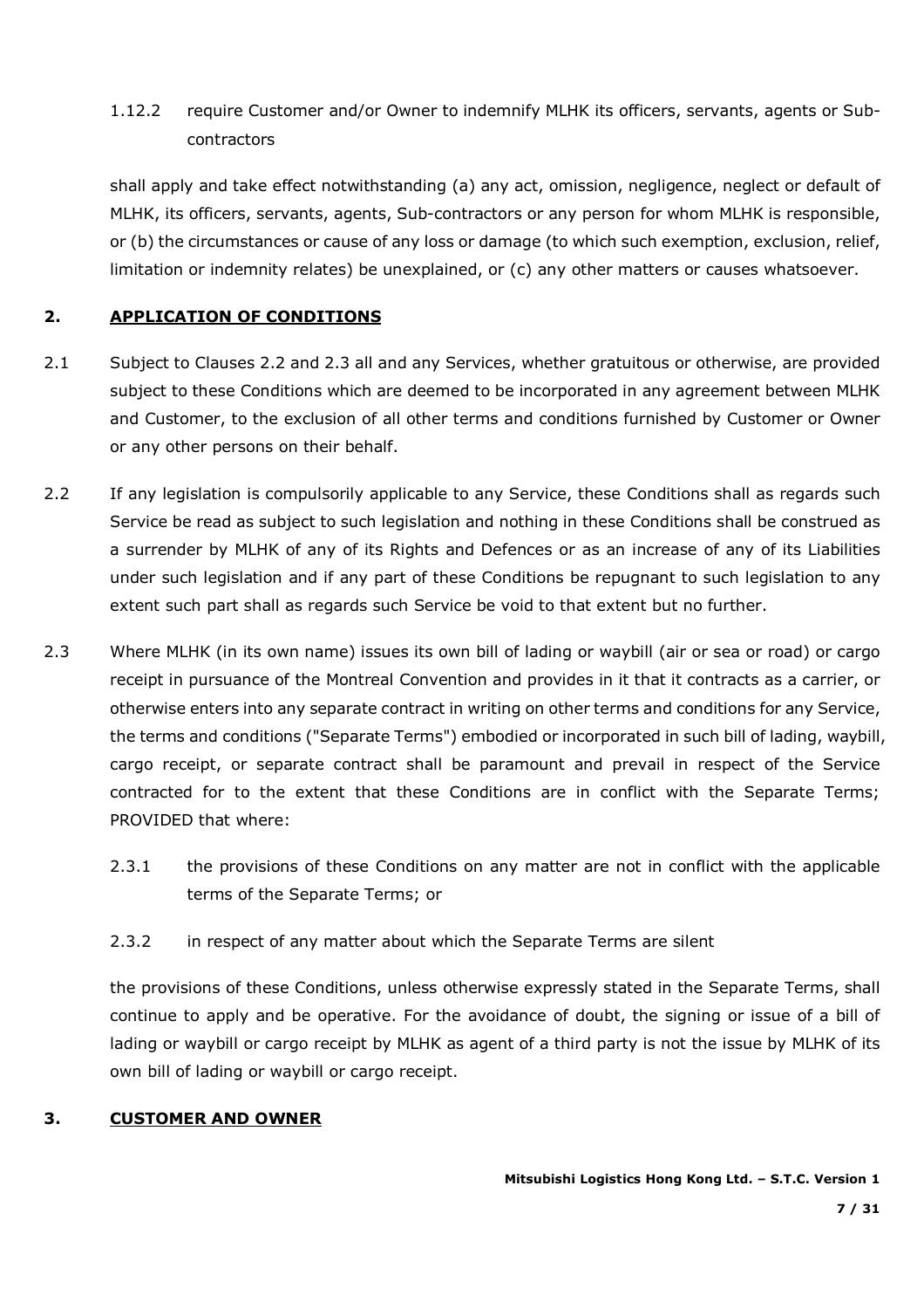1.12.2 require Customer and/or Owner to indemnify MLHK its officers, servants, agents or Sub-contractors

shall apply and take effect notwithstanding (a) any act, omission, negligence, neglect or default of MLHK, its officers, servants, agents, Sub-contractors or any person for whom MLHK is responsible, or (b) the circumstances or cause of any loss or damage (to which such exemption, exclusion, relief, limitation or indemnity relates) be unexplained, or (c) any other matters or causes whatsoever.

## 2. APPLICATION OF CONDITIONS

2.1 Subject to Clauses 2.2 and 2.3 all and any Services, whether gratuitous or otherwise, are provided subject to these Conditions which are deemed to be incorporated in any agreement between MLHK and Customer, to the exclusion of all other terms and conditions furnished by Customer or Owner or any other persons on their behalf.

2.2 If any legislation is compulsorily applicable to any Service, these Conditions shall as regards such Service be read as subject to such legislation and nothing in these Conditions shall be construed as a surrender by MLHK of any of its Rights and Defences or as an increase of any of its Liabilities under such legislation and if any part of these Conditions be repugnant to such legislation to any extent such part shall as regards such Service be void to that extent but no further.

2.3 Where MLHK (in its own name) issues its own bill of lading or waybill (air or sea or road) or cargo receipt in pursuance of the Montreal Convention and provides in it that it contracts as a carrier, or otherwise enters into any separate contract in writing on other terms and conditions for any Service, the terms and conditions ("Separate Terms") embodied or incorporated in such bill of lading, waybill, cargo receipt, or separate contract shall be paramount and prevail in respect of the Service contracted for to the extent that these Conditions are in conflict with the Separate Terms; PROVIDED that where:

2.3.1 the provisions of these Conditions on any matter are not in conflict with the applicable terms of the Separate Terms; or

2.3.2 in respect of any matter about which the Separate Terms are silent

the provisions of these Conditions, unless otherwise expressly stated in the Separate Terms, shall continue to apply and be operative. For the avoidance of doubt, the signing or issue of a bill of lading or waybill or cargo receipt by MLHK as agent of a third party is not the issue by MLHK of its own bill of lading or waybill or cargo receipt.

## 3. CUSTOMER AND OWNER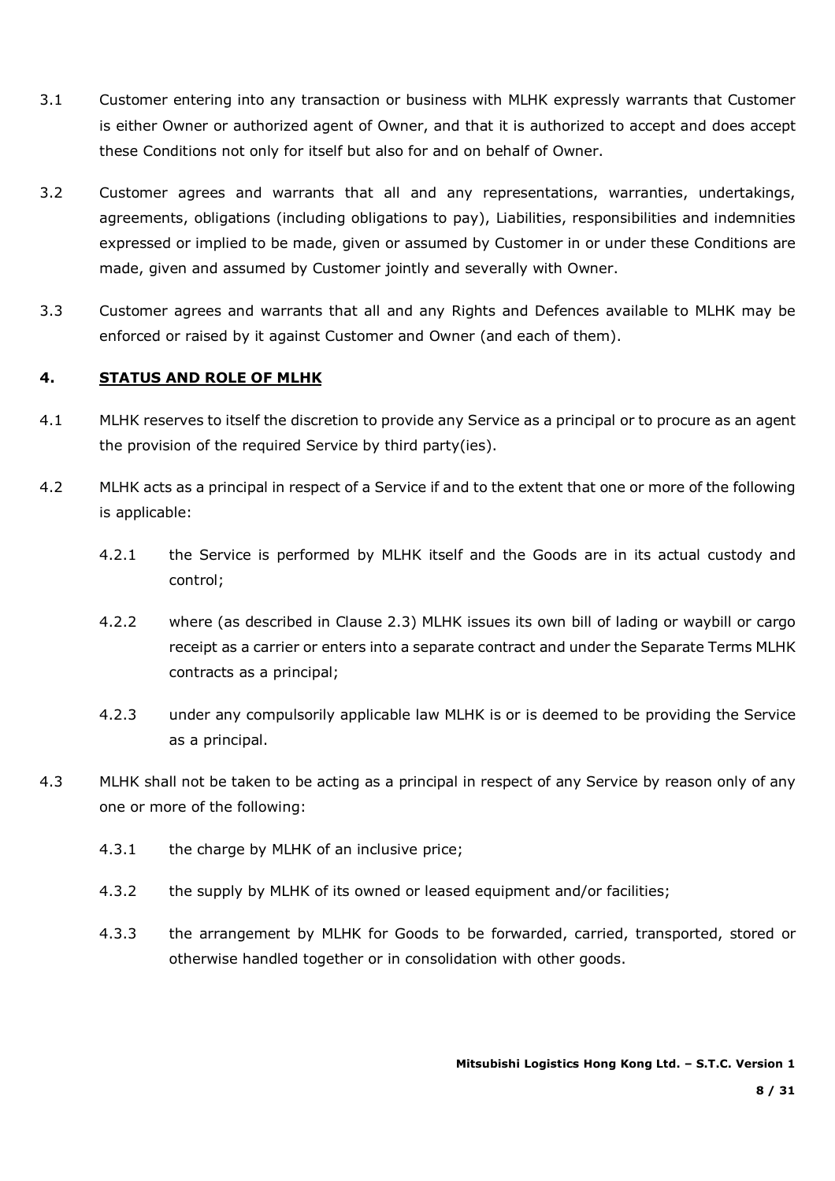3.1 Customer entering into any transaction or business with MLHK expressly warrants that Customer is either Owner or authorized agent of Owner, and that it is authorized to accept and does accept these Conditions not only for itself but also for and on behalf of Owner.

3.2 Customer agrees and warrants that all and any representations, warranties, undertakings, agreements, obligations (including obligations to pay), Liabilities, responsibilities and indemnities expressed or implied to be made, given or assumed by Customer in or under these Conditions are made, given and assumed by Customer jointly and severally with Owner.

3.3 Customer agrees and warrants that all and any Rights and Defences available to MLHK may be enforced or raised by it against Customer and Owner (and each of them).

## 4. STATUS AND ROLE OF MLHK

4.1 MLHK reserves to itself the discretion to provide any Service as a principal or to procure as an agent the provision of the required Service by third party(ies).

4.2 MLHK acts as a principal in respect of a Service if and to the extent that one or more of the following is applicable:

4.2.1 the Service is performed by MLHK itself and the Goods are in its actual custody and control;

4.2.2 where (as described in Clause 2.3) MLHK issues its own bill of lading or waybill or cargo receipt as a carrier or enters into a separate contract and under the Separate Terms MLHK contracts as a principal;

4.2.3 under any compulsorily applicable law MLHK is or is deemed to be providing the Service as a principal.

4.3 MLHK shall not be taken to be acting as a principal in respect of any Service by reason only of any one or more of the following:

4.3.1 the charge by MLHK of an inclusive price;

4.3.2 the supply by MLHK of its owned or leased equipment and/or facilities;

4.3.3 the arrangement by MLHK for Goods to be forwarded, carried, transported, stored or otherwise handled together or in consolidation with other goods.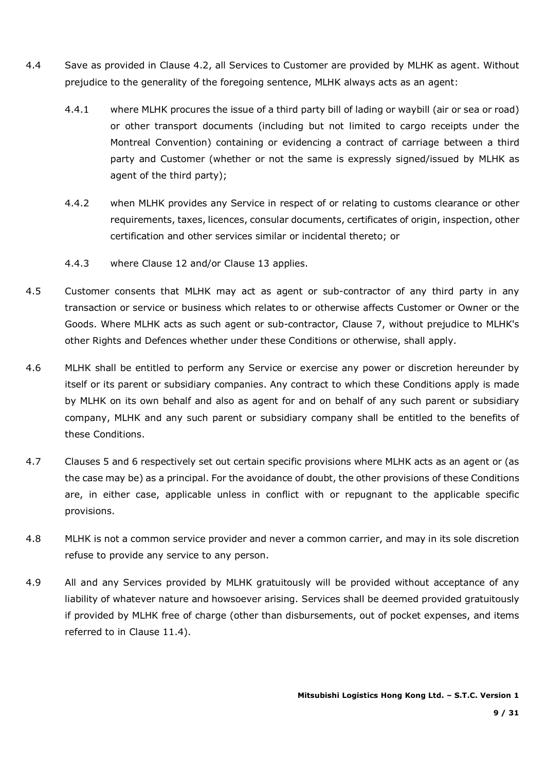4.4 Save as provided in Clause 4.2, all Services to Customer are provided by MLHK as agent. Without prejudice to the generality of the foregoing sentence, MLHK always acts as an agent:

4.4.1 where MLHK procures the issue of a third party bill of lading or waybill (air or sea or road) or other transport documents (including but not limited to cargo receipts under the Montreal Convention) containing or evidencing a contract of carriage between a third party and Customer (whether or not the same is expressly signed/issued by MLHK as agent of the third party);

4.4.2 when MLHK provides any Service in respect of or relating to customs clearance or other requirements, taxes, licences, consular documents, certificates of origin, inspection, other certification and other services similar or incidental thereto; or

4.4.3 where Clause 12 and/or Clause 13 applies.

4.5 Customer consents that MLHK may act as agent or sub-contractor of any third party in any transaction or service or business which relates to or otherwise affects Customer or Owner or the Goods. Where MLHK acts as such agent or sub-contractor, Clause 7, without prejudice to MLHK's other Rights and Defences whether under these Conditions or otherwise, shall apply.

4.6 MLHK shall be entitled to perform any Service or exercise any power or discretion hereunder by itself or its parent or subsidiary companies. Any contract to which these Conditions apply is made by MLHK on its own behalf and also as agent for and on behalf of any such parent or subsidiary company, MLHK and any such parent or subsidiary company shall be entitled to the benefits of these Conditions.

4.7 Clauses 5 and 6 respectively set out certain specific provisions where MLHK acts as an agent or (as the case may be) as a principal. For the avoidance of doubt, the other provisions of these Conditions are, in either case, applicable unless in conflict with or repugnant to the applicable specific provisions.

4.8 MLHK is not a common service provider and never a common carrier, and may in its sole discretion refuse to provide any service to any person.

4.9 All and any Services provided by MLHK gratuitously will be provided without acceptance of any liability of whatever nature and howsoever arising. Services shall be deemed provided gratuitously if provided by MLHK free of charge (other than disbursements, out of pocket expenses, and items referred to in Clause 11.4).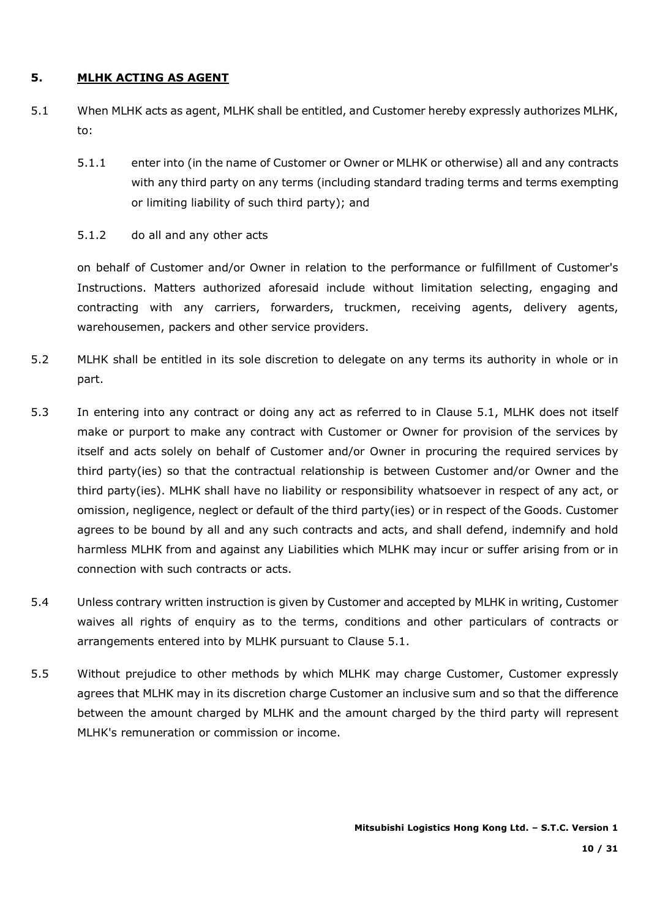## 5. MLHK ACTING AS AGENT

5.1 When MLHK acts as agent, MLHK shall be entitled, and Customer hereby expressly authorizes MLHK, to:

5.1.1 enter into (in the name of Customer or Owner or MLHK or otherwise) all and any contracts with any third party on any terms (including standard trading terms and terms exempting or limiting liability of such third party); and

5.1.2 do all and any other acts

on behalf of Customer and/or Owner in relation to the performance or fulfillment of Customer's Instructions. Matters authorized aforesaid include without limitation selecting, engaging and contracting with any carriers, forwarders, truckmen, receiving agents, delivery agents, warehousemen, packers and other service providers.

5.2 MLHK shall be entitled in its sole discretion to delegate on any terms its authority in whole or in part.

5.3 In entering into any contract or doing any act as referred to in Clause 5.1, MLHK does not itself make or purport to make any contract with Customer or Owner for provision of the services by itself and acts solely on behalf of Customer and/or Owner in procuring the required services by third party(ies) so that the contractual relationship is between Customer and/or Owner and the third party(ies). MLHK shall have no liability or responsibility whatsoever in respect of any act, or omission, negligence, neglect or default of the third party(ies) or in respect of the Goods. Customer agrees to be bound by all and any such contracts and acts, and shall defend, indemnify and hold harmless MLHK from and against any Liabilities which MLHK may incur or suffer arising from or in connection with such contracts or acts.

5.4 Unless contrary written instruction is given by Customer and accepted by MLHK in writing, Customer waives all rights of enquiry as to the terms, conditions and other particulars of contracts or arrangements entered into by MLHK pursuant to Clause 5.1.

5.5 Without prejudice to other methods by which MLHK may charge Customer, Customer expressly agrees that MLHK may in its discretion charge Customer an inclusive sum and so that the difference between the amount charged by MLHK and the amount charged by the third party will represent MLHK's remuneration or commission or income.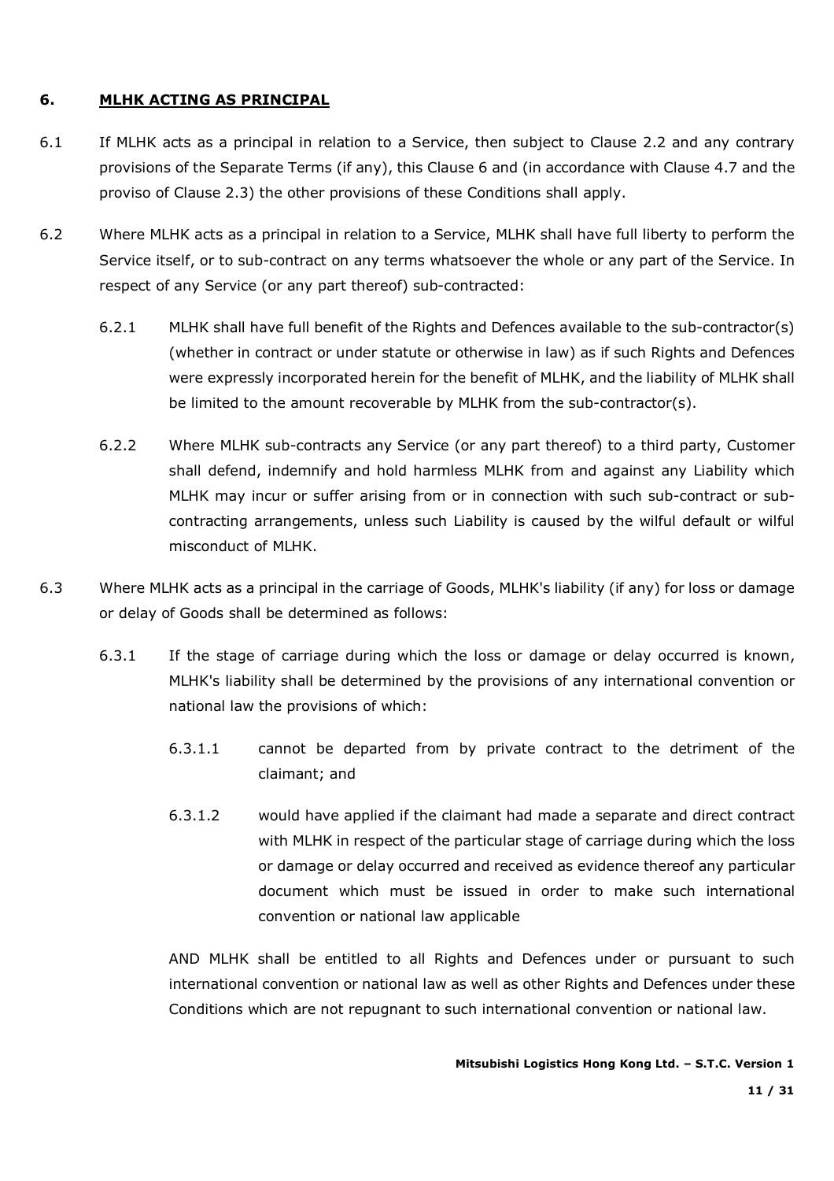## 6. MLHK ACTING AS PRINCIPAL

6.1 If MLHK acts as a principal in relation to a Service, then subject to Clause 2.2 and any contrary provisions of the Separate Terms (if any), this Clause 6 and (in accordance with Clause 4.7 and the proviso of Clause 2.3) the other provisions of these Conditions shall apply.

6.2 Where MLHK acts as a principal in relation to a Service, MLHK shall have full liberty to perform the Service itself, or to sub-contract on any terms whatsoever the whole or any part of the Service. In respect of any Service (or any part thereof) sub-contracted:

6.2.1 MLHK shall have full benefit of the Rights and Defences available to the sub-contractor(s) (whether in contract or under statute or otherwise in law) as if such Rights and Defences were expressly incorporated herein for the benefit of MLHK, and the liability of MLHK shall be limited to the amount recoverable by MLHK from the sub-contractor(s).

6.2.2 Where MLHK sub-contracts any Service (or any part thereof) to a third party, Customer shall defend, indemnify and hold harmless MLHK from and against any Liability which MLHK may incur or suffer arising from or in connection with such sub-contract or sub-contracting arrangements, unless such Liability is caused by the wilful default or wilful misconduct of MLHK.

6.3 Where MLHK acts as a principal in the carriage of Goods, MLHK's liability (if any) for loss or damage or delay of Goods shall be determined as follows:

6.3.1 If the stage of carriage during which the loss or damage or delay occurred is known, MLHK's liability shall be determined by the provisions of any international convention or national law the provisions of which:

6.3.1.1 cannot be departed from by private contract to the detriment of the claimant; and

6.3.1.2 would have applied if the claimant had made a separate and direct contract with MLHK in respect of the particular stage of carriage during which the loss or damage or delay occurred and received as evidence thereof any particular document which must be issued in order to make such international convention or national law applicable

AND MLHK shall be entitled to all Rights and Defences under or pursuant to such international convention or national law as well as other Rights and Defences under these Conditions which are not repugnant to such international convention or national law.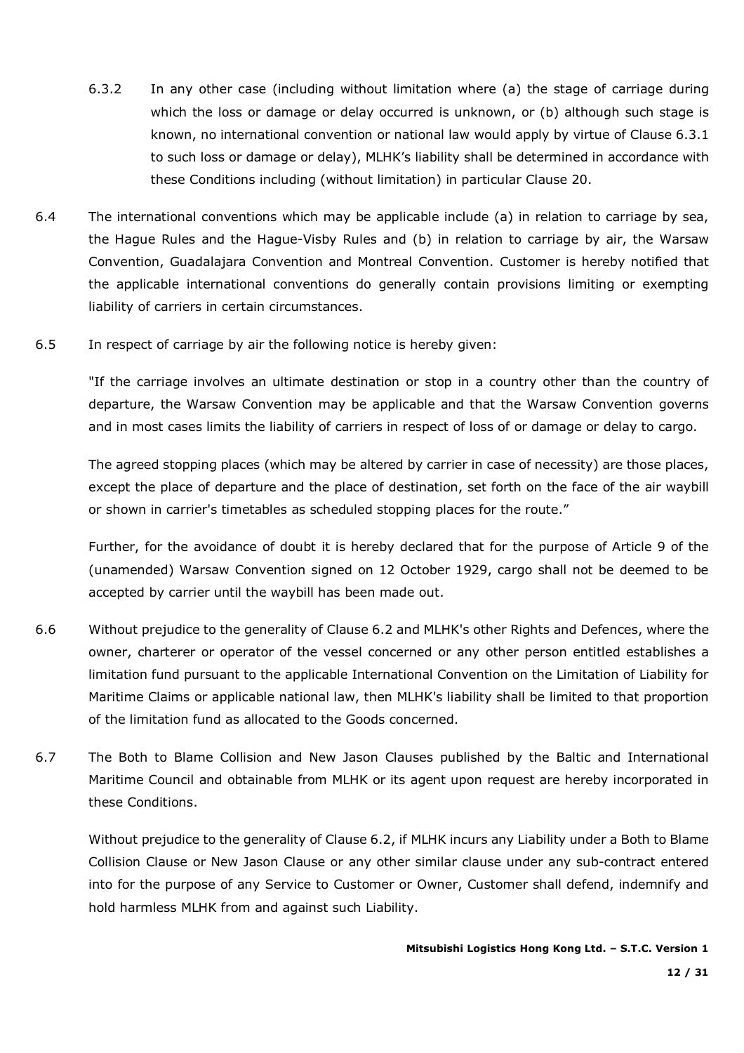6.3.2 In any other case (including without limitation where (a) the stage of carriage during which the loss or damage or delay occurred is unknown, or (b) although such stage is known, no international convention or national law would apply by virtue of Clause 6.3.1 to such loss or damage or delay), MLHK's liability shall be determined in accordance with these Conditions including (without limitation) in particular Clause 20.

6.4 The international conventions which may be applicable include (a) in relation to carriage by sea, the Hague Rules and the Hague-Visby Rules and (b) in relation to carriage by air, the Warsaw Convention, Guadalajara Convention and Montreal Convention. Customer is hereby notified that the applicable international conventions do generally contain provisions limiting or exempting liability of carriers in certain circumstances.

6.5 In respect of carriage by air the following notice is hereby given:

"If the carriage involves an ultimate destination or stop in a country other than the country of departure, the Warsaw Convention may be applicable and that the Warsaw Convention governs and in most cases limits the liability of carriers in respect of loss of or damage or delay to cargo.

The agreed stopping places (which may be altered by carrier in case of necessity) are those places, except the place of departure and the place of destination, set forth on the face of the air waybill or shown in carrier's timetables as scheduled stopping places for the route."

Further, for the avoidance of doubt it is hereby declared that for the purpose of Article 9 of the (unamended) Warsaw Convention signed on 12 October 1929, cargo shall not be deemed to be accepted by carrier until the waybill has been made out.

6.6 Without prejudice to the generality of Clause 6.2 and MLHK's other Rights and Defences, where the owner, charterer or operator of the vessel concerned or any other person entitled establishes a limitation fund pursuant to the applicable International Convention on the Limitation of Liability for Maritime Claims or applicable national law, then MLHK's liability shall be limited to that proportion of the limitation fund as allocated to the Goods concerned.

6.7 The Both to Blame Collision and New Jason Clauses published by the Baltic and International Maritime Council and obtainable from MLHK or its agent upon request are hereby incorporated in these Conditions.

Without prejudice to the generality of Clause 6.2, if MLHK incurs any Liability under a Both to Blame Collision Clause or New Jason Clause or any other similar clause under any sub-contract entered into for the purpose of any Service to Customer or Owner, Customer shall defend, indemnify and hold harmless MLHK from and against such Liability.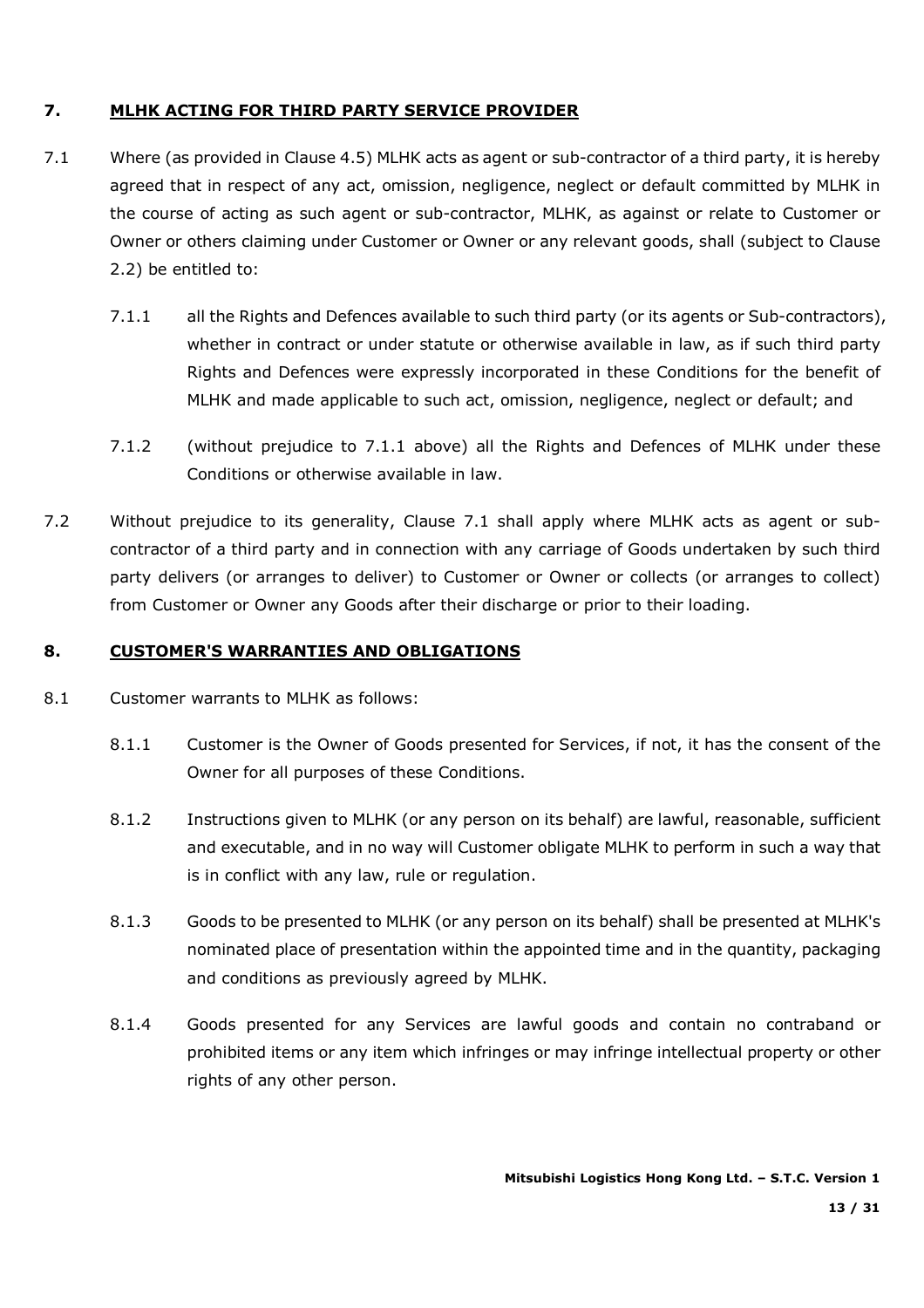## 7. MLHK ACTING FOR THIRD PARTY SERVICE PROVIDER

7.1 Where (as provided in Clause 4.5) MLHK acts as agent or sub-contractor of a third party, it is hereby agreed that in respect of any act, omission, negligence, neglect or default committed by MLHK in the course of acting as such agent or sub-contractor, MLHK, as against or relate to Customer or Owner or others claiming under Customer or Owner or any relevant goods, shall (subject to Clause 2.2) be entitled to:

7.1.1 all the Rights and Defences available to such third party (or its agents or Sub-contractors), whether in contract or under statute or otherwise available in law, as if such third party Rights and Defences were expressly incorporated in these Conditions for the benefit of MLHK and made applicable to such act, omission, negligence, neglect or default; and

7.1.2 (without prejudice to 7.1.1 above) all the Rights and Defences of MLHK under these Conditions or otherwise available in law.

7.2 Without prejudice to its generality, Clause 7.1 shall apply where MLHK acts as agent or sub-contractor of a third party and in connection with any carriage of Goods undertaken by such third party delivers (or arranges to deliver) to Customer or Owner or collects (or arranges to collect) from Customer or Owner any Goods after their discharge or prior to their loading.

## 8. CUSTOMER'S WARRANTIES AND OBLIGATIONS

8.1 Customer warrants to MLHK as follows:

8.1.1 Customer is the Owner of Goods presented for Services, if not, it has the consent of the Owner for all purposes of these Conditions.

8.1.2 Instructions given to MLHK (or any person on its behalf) are lawful, reasonable, sufficient and executable, and in no way will Customer obligate MLHK to perform in such a way that is in conflict with any law, rule or regulation.

8.1.3 Goods to be presented to MLHK (or any person on its behalf) shall be presented at MLHK's nominated place of presentation within the appointed time and in the quantity, packaging and conditions as previously agreed by MLHK.

8.1.4 Goods presented for any Services are lawful goods and contain no contraband or prohibited items or any item which infringes or may infringe intellectual property or other rights of any other person.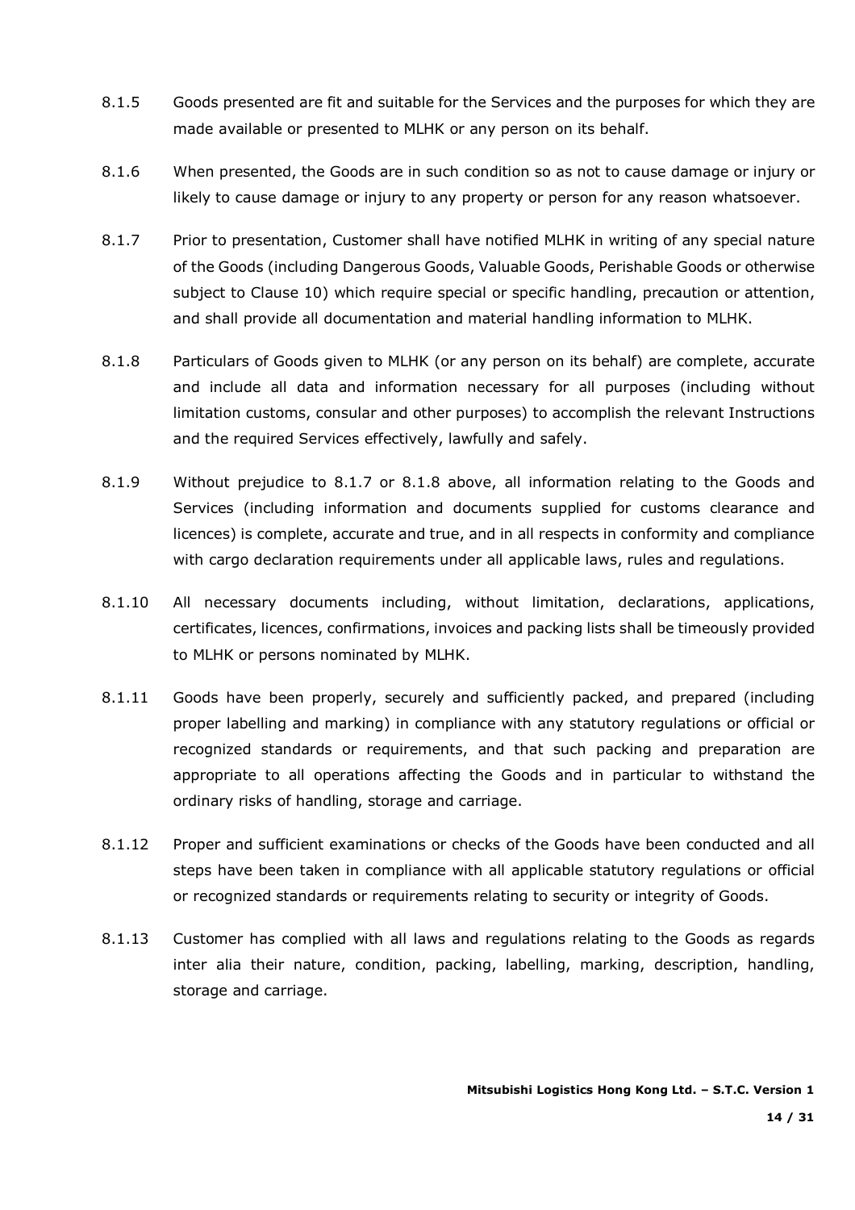8.1.5 Goods presented are fit and suitable for the Services and the purposes for which they are made available or presented to MLHK or any person on its behalf.

8.1.6 When presented, the Goods are in such condition so as not to cause damage or injury or likely to cause damage or injury to any property or person for any reason whatsoever.

8.1.7 Prior to presentation, Customer shall have notified MLHK in writing of any special nature of the Goods (including Dangerous Goods, Valuable Goods, Perishable Goods or otherwise subject to Clause 10) which require special or specific handling, precaution or attention, and shall provide all documentation and material handling information to MLHK.

8.1.8 Particulars of Goods given to MLHK (or any person on its behalf) are complete, accurate and include all data and information necessary for all purposes (including without limitation customs, consular and other purposes) to accomplish the relevant Instructions and the required Services effectively, lawfully and safely.

8.1.9 Without prejudice to 8.1.7 or 8.1.8 above, all information relating to the Goods and Services (including information and documents supplied for customs clearance and licences) is complete, accurate and true, and in all respects in conformity and compliance with cargo declaration requirements under all applicable laws, rules and regulations.

8.1.10 All necessary documents including, without limitation, declarations, applications, certificates, licences, confirmations, invoices and packing lists shall be timeously provided to MLHK or persons nominated by MLHK.

8.1.11 Goods have been properly, securely and sufficiently packed, and prepared (including proper labelling and marking) in compliance with any statutory regulations or official or recognized standards or requirements, and that such packing and preparation are appropriate to all operations affecting the Goods and in particular to withstand the ordinary risks of handling, storage and carriage.

8.1.12 Proper and sufficient examinations or checks of the Goods have been conducted and all steps have been taken in compliance with all applicable statutory regulations or official or recognized standards or requirements relating to security or integrity of Goods.

8.1.13 Customer has complied with all laws and regulations relating to the Goods as regards inter alia their nature, condition, packing, labelling, marking, description, handling, storage and carriage.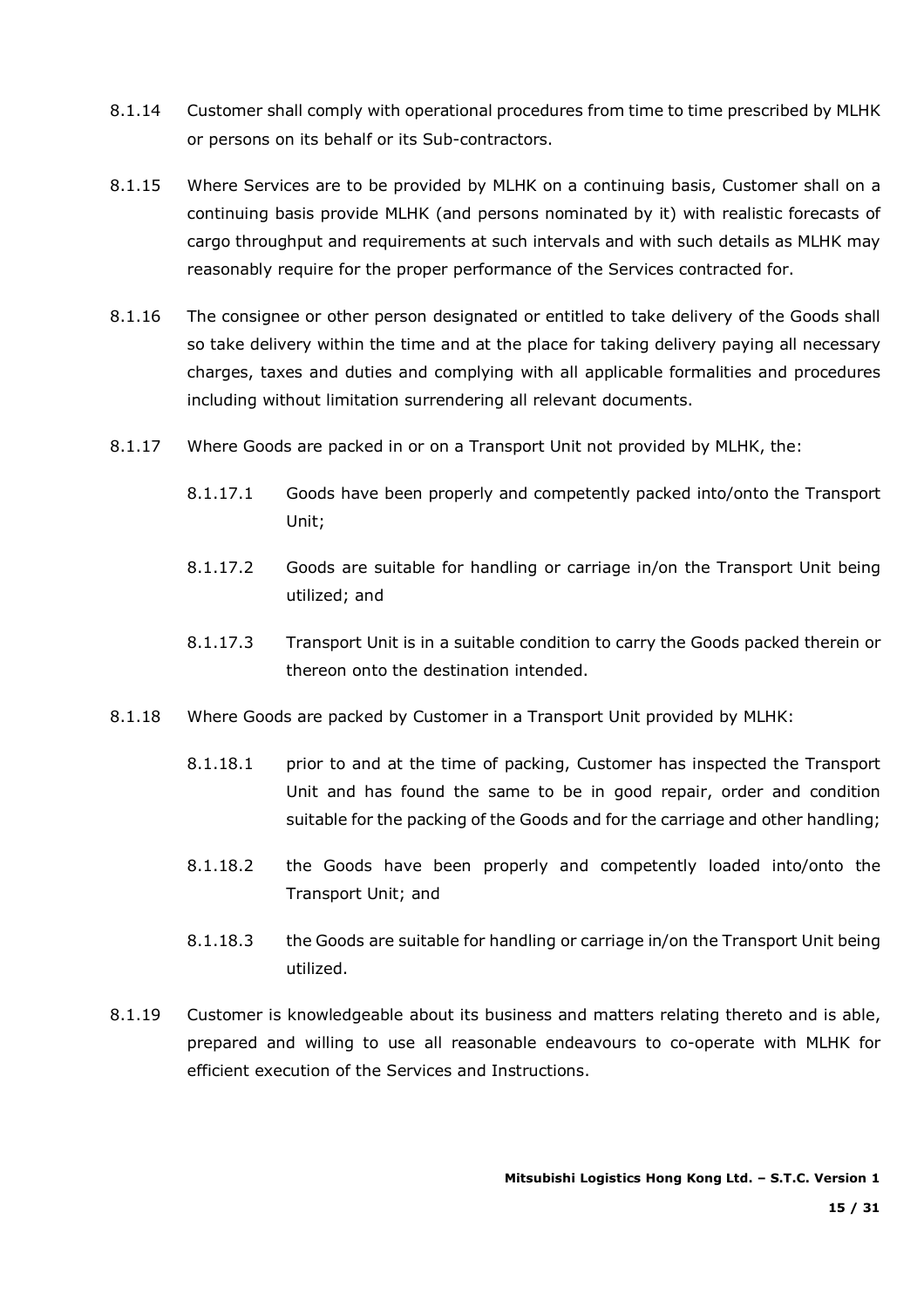8.1.14 Customer shall comply with operational procedures from time to time prescribed by MLHK or persons on its behalf or its Sub-contractors.

8.1.15 Where Services are to be provided by MLHK on a continuing basis, Customer shall on a continuing basis provide MLHK (and persons nominated by it) with realistic forecasts of cargo throughput and requirements at such intervals and with such details as MLHK may reasonably require for the proper performance of the Services contracted for.

8.1.16 The consignee or other person designated or entitled to take delivery of the Goods shall so take delivery within the time and at the place for taking delivery paying all necessary charges, taxes and duties and complying with all applicable formalities and procedures including without limitation surrendering all relevant documents.

8.1.17 Where Goods are packed in or on a Transport Unit not provided by MLHK, the:

8.1.17.1 Goods have been properly and competently packed into/onto the Transport Unit;

8.1.17.2 Goods are suitable for handling or carriage in/on the Transport Unit being utilized; and

8.1.17.3 Transport Unit is in a suitable condition to carry the Goods packed therein or thereon onto the destination intended.

8.1.18 Where Goods are packed by Customer in a Transport Unit provided by MLHK:

8.1.18.1 prior to and at the time of packing, Customer has inspected the Transport Unit and has found the same to be in good repair, order and condition suitable for the packing of the Goods and for the carriage and other handling;

8.1.18.2 the Goods have been properly and competently loaded into/onto the Transport Unit; and

8.1.18.3 the Goods are suitable for handling or carriage in/on the Transport Unit being utilized.

8.1.19 Customer is knowledgeable about its business and matters relating thereto and is able, prepared and willing to use all reasonable endeavours to co-operate with MLHK for efficient execution of the Services and Instructions.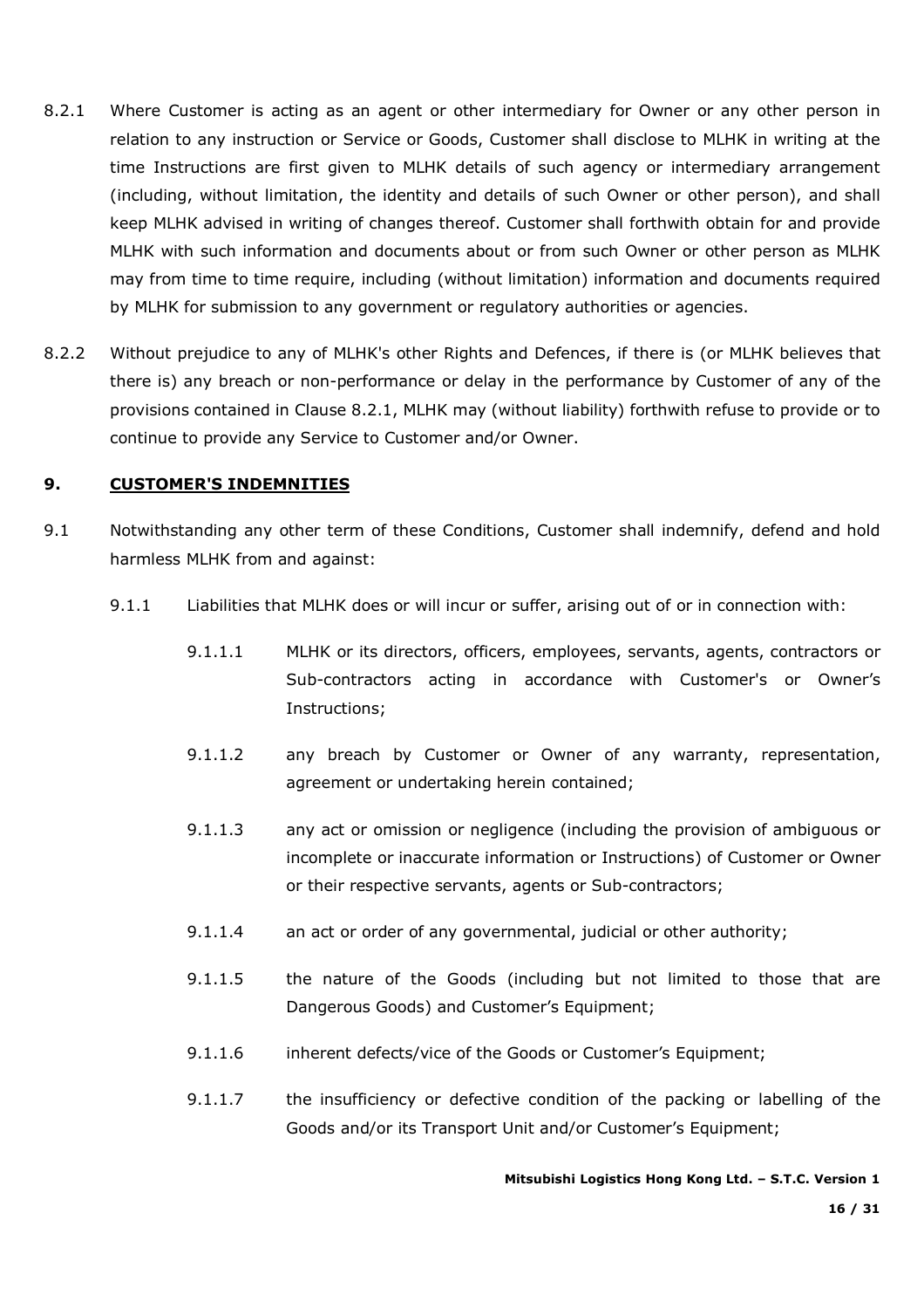8.2.1 Where Customer is acting as an agent or other intermediary for Owner or any other person in relation to any instruction or Service or Goods, Customer shall disclose to MLHK in writing at the time Instructions are first given to MLHK details of such agency or intermediary arrangement (including, without limitation, the identity and details of such Owner or other person), and shall keep MLHK advised in writing of changes thereof. Customer shall forthwith obtain for and provide MLHK with such information and documents about or from such Owner or other person as MLHK may from time to time require, including (without limitation) information and documents required by MLHK for submission to any government or regulatory authorities or agencies.

8.2.2 Without prejudice to any of MLHK's other Rights and Defences, if there is (or MLHK believes that there is) any breach or non-performance or delay in the performance by Customer of any of the provisions contained in Clause 8.2.1, MLHK may (without liability) forthwith refuse to provide or to continue to provide any Service to Customer and/or Owner.

## 9. CUSTOMER'S INDEMNITIES

9.1 Notwithstanding any other term of these Conditions, Customer shall indemnify, defend and hold harmless MLHK from and against:

9.1.1 Liabilities that MLHK does or will incur or suffer, arising out of or in connection with:

9.1.1.1 MLHK or its directors, officers, employees, servants, agents, contractors or Sub-contractors acting in accordance with Customer's or Owner's Instructions;

9.1.1.2 any breach by Customer or Owner of any warranty, representation, agreement or undertaking herein contained;

9.1.1.3 any act or omission or negligence (including the provision of ambiguous or incomplete or inaccurate information or Instructions) of Customer or Owner or their respective servants, agents or Sub-contractors;

9.1.1.4 an act or order of any governmental, judicial or other authority;

9.1.1.5 the nature of the Goods (including but not limited to those that are Dangerous Goods) and Customer's Equipment;

9.1.1.6 inherent defects/vice of the Goods or Customer's Equipment;

9.1.1.7 the insufficiency or defective condition of the packing or labelling of the Goods and/or its Transport Unit and/or Customer's Equipment;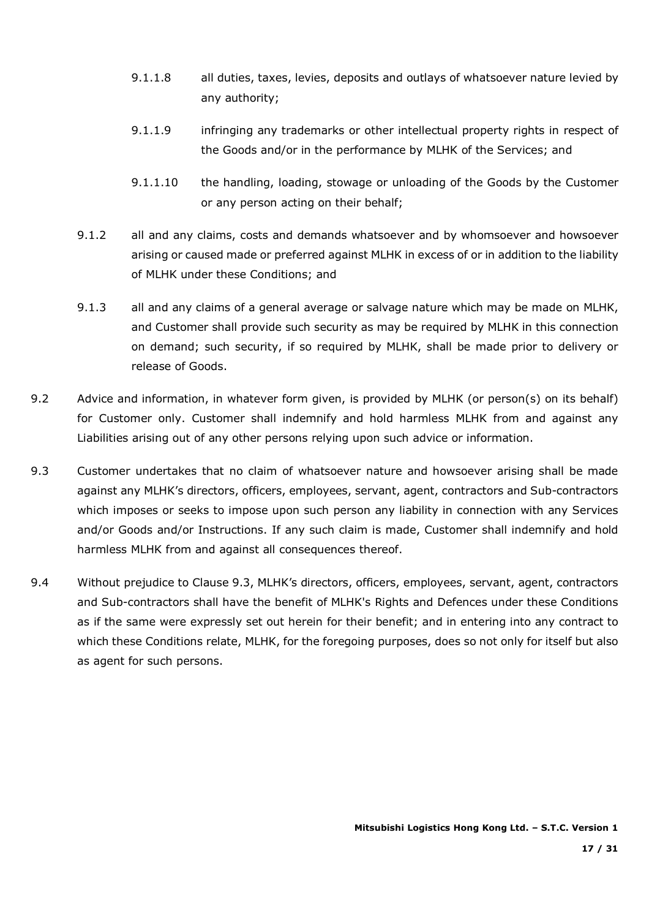9.1.1.8 all duties, taxes, levies, deposits and outlays of whatsoever nature levied by any authority;

9.1.1.9 infringing any trademarks or other intellectual property rights in respect of the Goods and/or in the performance by MLHK of the Services; and

9.1.1.10 the handling, loading, stowage or unloading of the Goods by the Customer or any person acting on their behalf;

9.1.2 all and any claims, costs and demands whatsoever and by whomsoever and howsoever arising or caused made or preferred against MLHK in excess of or in addition to the liability of MLHK under these Conditions; and

9.1.3 all and any claims of a general average or salvage nature which may be made on MLHK, and Customer shall provide such security as may be required by MLHK in this connection on demand; such security, if so required by MLHK, shall be made prior to delivery or release of Goods.

9.2 Advice and information, in whatever form given, is provided by MLHK (or person(s) on its behalf) for Customer only. Customer shall indemnify and hold harmless MLHK from and against any Liabilities arising out of any other persons relying upon such advice or information.

9.3 Customer undertakes that no claim of whatsoever nature and howsoever arising shall be made against any MLHK's directors, officers, employees, servant, agent, contractors and Sub-contractors which imposes or seeks to impose upon such person any liability in connection with any Services and/or Goods and/or Instructions. If any such claim is made, Customer shall indemnify and hold harmless MLHK from and against all consequences thereof.

9.4 Without prejudice to Clause 9.3, MLHK's directors, officers, employees, servant, agent, contractors and Sub-contractors shall have the benefit of MLHK's Rights and Defences under these Conditions as if the same were expressly set out herein for their benefit; and in entering into any contract to which these Conditions relate, MLHK, for the foregoing purposes, does so not only for itself but also as agent for such persons.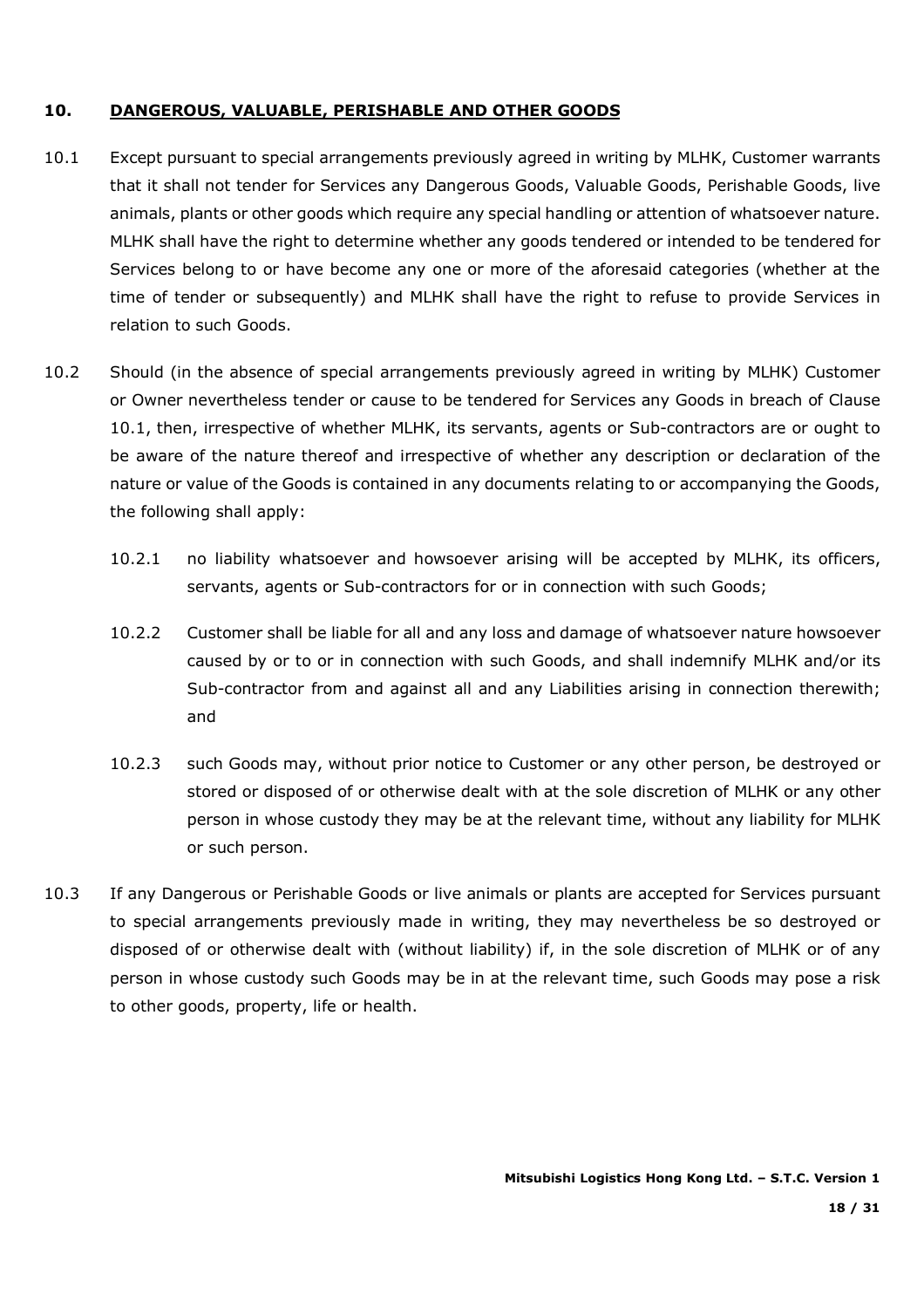## 10. DANGEROUS, VALUABLE, PERISHABLE AND OTHER GOODS

10.1 Except pursuant to special arrangements previously agreed in writing by MLHK, Customer warrants that it shall not tender for Services any Dangerous Goods, Valuable Goods, Perishable Goods, live animals, plants or other goods which require any special handling or attention of whatsoever nature. MLHK shall have the right to determine whether any goods tendered or intended to be tendered for Services belong to or have become any one or more of the aforesaid categories (whether at the time of tender or subsequently) and MLHK shall have the right to refuse to provide Services in relation to such Goods.

10.2 Should (in the absence of special arrangements previously agreed in writing by MLHK) Customer or Owner nevertheless tender or cause to be tendered for Services any Goods in breach of Clause 10.1, then, irrespective of whether MLHK, its servants, agents or Sub-contractors are or ought to be aware of the nature thereof and irrespective of whether any description or declaration of the nature or value of the Goods is contained in any documents relating to or accompanying the Goods, the following shall apply:

10.2.1 no liability whatsoever and howsoever arising will be accepted by MLHK, its officers, servants, agents or Sub-contractors for or in connection with such Goods;

10.2.2 Customer shall be liable for all and any loss and damage of whatsoever nature howsoever caused by or to or in connection with such Goods, and shall indemnify MLHK and/or its Sub-contractor from and against all and any Liabilities arising in connection therewith; and

10.2.3 such Goods may, without prior notice to Customer or any other person, be destroyed or stored or disposed of or otherwise dealt with at the sole discretion of MLHK or any other person in whose custody they may be at the relevant time, without any liability for MLHK or such person.

10.3 If any Dangerous or Perishable Goods or live animals or plants are accepted for Services pursuant to special arrangements previously made in writing, they may nevertheless be so destroyed or disposed of or otherwise dealt with (without liability) if, in the sole discretion of MLHK or of any person in whose custody such Goods may be in at the relevant time, such Goods may pose a risk to other goods, property, life or health.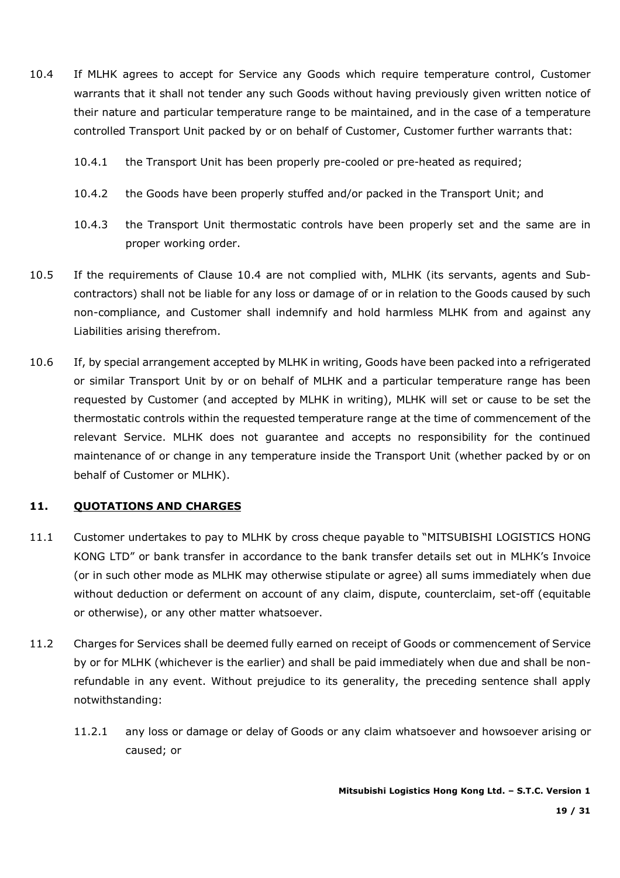10.4 If MLHK agrees to accept for Service any Goods which require temperature control, Customer warrants that it shall not tender any such Goods without having previously given written notice of their nature and particular temperature range to be maintained, and in the case of a temperature controlled Transport Unit packed by or on behalf of Customer, Customer further warrants that:

10.4.1 the Transport Unit has been properly pre-cooled or pre-heated as required;

10.4.2 the Goods have been properly stuffed and/or packed in the Transport Unit; and

10.4.3 the Transport Unit thermostatic controls have been properly set and the same are in proper working order.

10.5 If the requirements of Clause 10.4 are not complied with, MLHK (its servants, agents and Sub-contractors) shall not be liable for any loss or damage of or in relation to the Goods caused by such non-compliance, and Customer shall indemnify and hold harmless MLHK from and against any Liabilities arising therefrom.

10.6 If, by special arrangement accepted by MLHK in writing, Goods have been packed into a refrigerated or similar Transport Unit by or on behalf of MLHK and a particular temperature range has been requested by Customer (and accepted by MLHK in writing), MLHK will set or cause to be set the thermostatic controls within the requested temperature range at the time of commencement of the relevant Service. MLHK does not guarantee and accepts no responsibility for the continued maintenance of or change in any temperature inside the Transport Unit (whether packed by or on behalf of Customer or MLHK).

## 11. QUOTATIONS AND CHARGES

11.1 Customer undertakes to pay to MLHK by cross cheque payable to "MITSUBISHI LOGISTICS HONG KONG LTD" or bank transfer in accordance to the bank transfer details set out in MLHK's Invoice (or in such other mode as MLHK may otherwise stipulate or agree) all sums immediately when due without deduction or deferment on account of any claim, dispute, counterclaim, set-off (equitable or otherwise), or any other matter whatsoever.

11.2 Charges for Services shall be deemed fully earned on receipt of Goods or commencement of Service by or for MLHK (whichever is the earlier) and shall be paid immediately when due and shall be non-refundable in any event. Without prejudice to its generality, the preceding sentence shall apply notwithstanding:

11.2.1 any loss or damage or delay of Goods or any claim whatsoever and howsoever arising or caused; or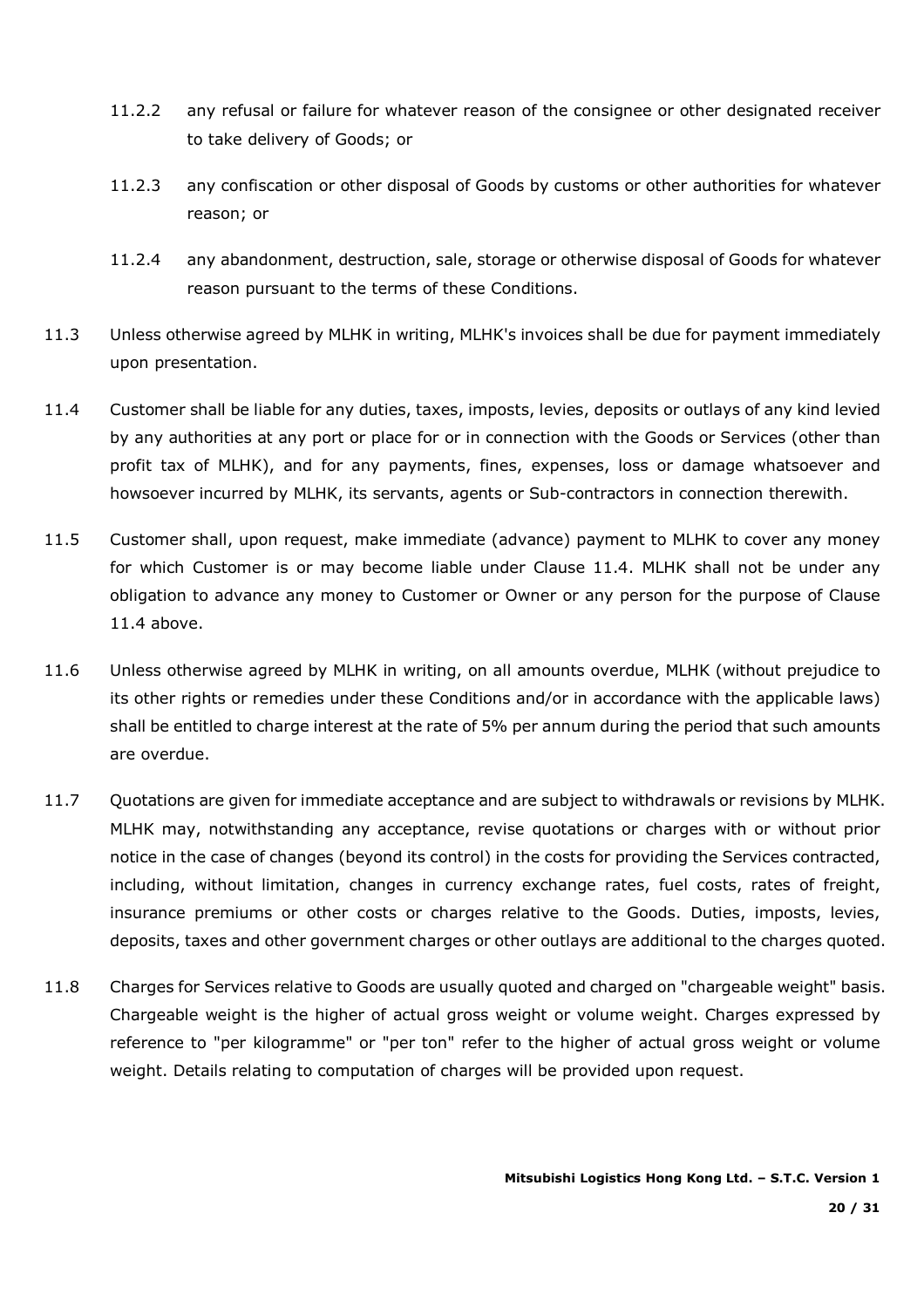11.2.2 any refusal or failure for whatever reason of the consignee or other designated receiver to take delivery of Goods; or

11.2.3 any confiscation or other disposal of Goods by customs or other authorities for whatever reason; or

11.2.4 any abandonment, destruction, sale, storage or otherwise disposal of Goods for whatever reason pursuant to the terms of these Conditions.

11.3 Unless otherwise agreed by MLHK in writing, MLHK's invoices shall be due for payment immediately upon presentation.

11.4 Customer shall be liable for any duties, taxes, imposts, levies, deposits or outlays of any kind levied by any authorities at any port or place for or in connection with the Goods or Services (other than profit tax of MLHK), and for any payments, fines, expenses, loss or damage whatsoever and howsoever incurred by MLHK, its servants, agents or Sub-contractors in connection therewith.

11.5 Customer shall, upon request, make immediate (advance) payment to MLHK to cover any money for which Customer is or may become liable under Clause 11.4. MLHK shall not be under any obligation to advance any money to Customer or Owner or any person for the purpose of Clause 11.4 above.

11.6 Unless otherwise agreed by MLHK in writing, on all amounts overdue, MLHK (without prejudice to its other rights or remedies under these Conditions and/or in accordance with the applicable laws) shall be entitled to charge interest at the rate of 5% per annum during the period that such amounts are overdue.

11.7 Quotations are given for immediate acceptance and are subject to withdrawals or revisions by MLHK. MLHK may, notwithstanding any acceptance, revise quotations or charges with or without prior notice in the case of changes (beyond its control) in the costs for providing the Services contracted, including, without limitation, changes in currency exchange rates, fuel costs, rates of freight, insurance premiums or other costs or charges relative to the Goods. Duties, imposts, levies, deposits, taxes and other government charges or other outlays are additional to the charges quoted.

11.8 Charges for Services relative to Goods are usually quoted and charged on "chargeable weight" basis. Chargeable weight is the higher of actual gross weight or volume weight. Charges expressed by reference to "per kilogramme" or "per ton" refer to the higher of actual gross weight or volume weight. Details relating to computation of charges will be provided upon request.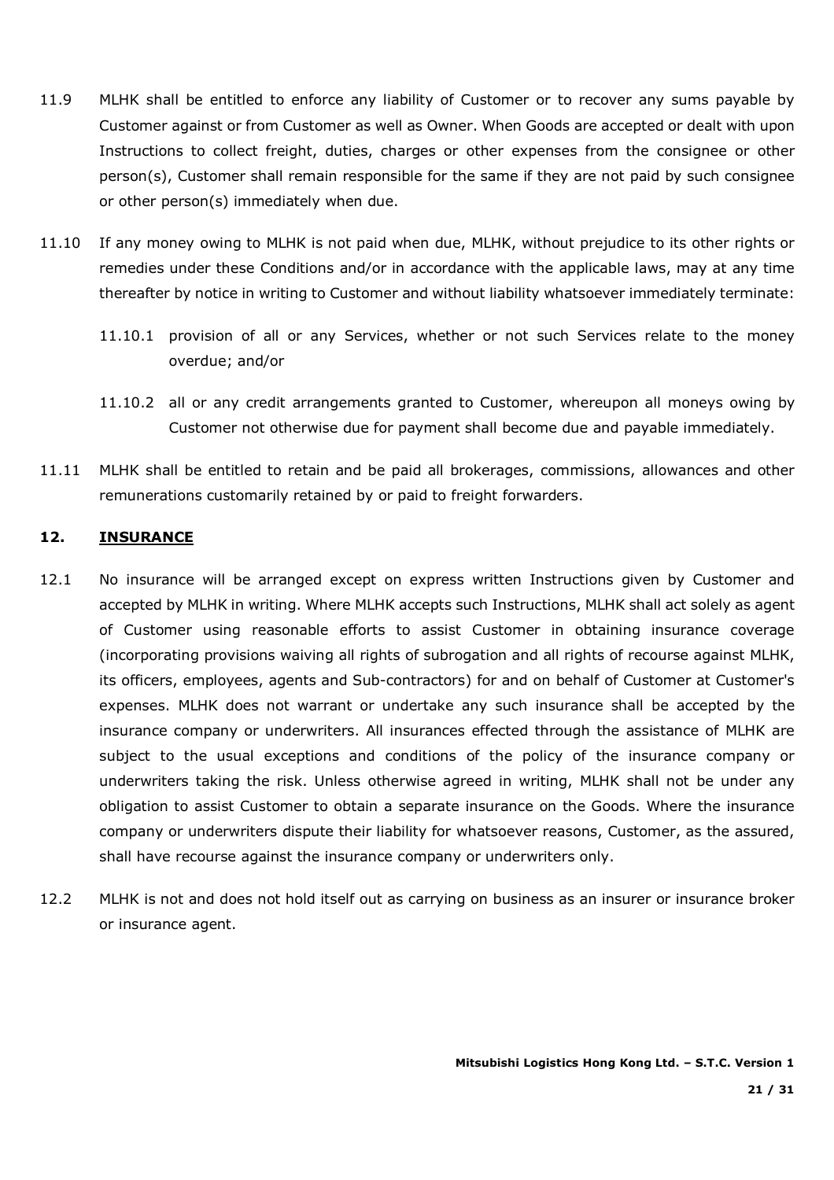11.9 MLHK shall be entitled to enforce any liability of Customer or to recover any sums payable by Customer against or from Customer as well as Owner. When Goods are accepted or dealt with upon Instructions to collect freight, duties, charges or other expenses from the consignee or other person(s), Customer shall remain responsible for the same if they are not paid by such consignee or other person(s) immediately when due.

11.10 If any money owing to MLHK is not paid when due, MLHK, without prejudice to its other rights or remedies under these Conditions and/or in accordance with the applicable laws, may at any time thereafter by notice in writing to Customer and without liability whatsoever immediately terminate:

11.10.1 provision of all or any Services, whether or not such Services relate to the money overdue; and/or

11.10.2 all or any credit arrangements granted to Customer, whereupon all moneys owing by Customer not otherwise due for payment shall become due and payable immediately.

11.11 MLHK shall be entitled to retain and be paid all brokerages, commissions, allowances and other remunerations customarily retained by or paid to freight forwarders.

## 12. INSURANCE

12.1 No insurance will be arranged except on express written Instructions given by Customer and accepted by MLHK in writing. Where MLHK accepts such Instructions, MLHK shall act solely as agent of Customer using reasonable efforts to assist Customer in obtaining insurance coverage (incorporating provisions waiving all rights of subrogation and all rights of recourse against MLHK, its officers, employees, agents and Sub-contractors) for and on behalf of Customer at Customer's expenses. MLHK does not warrant or undertake any such insurance shall be accepted by the insurance company or underwriters. All insurances effected through the assistance of MLHK are subject to the usual exceptions and conditions of the policy of the insurance company or underwriters taking the risk. Unless otherwise agreed in writing, MLHK shall not be under any obligation to assist Customer to obtain a separate insurance on the Goods. Where the insurance company or underwriters dispute their liability for whatsoever reasons, Customer, as the assured, shall have recourse against the insurance company or underwriters only.

12.2 MLHK is not and does not hold itself out as carrying on business as an insurer or insurance broker or insurance agent.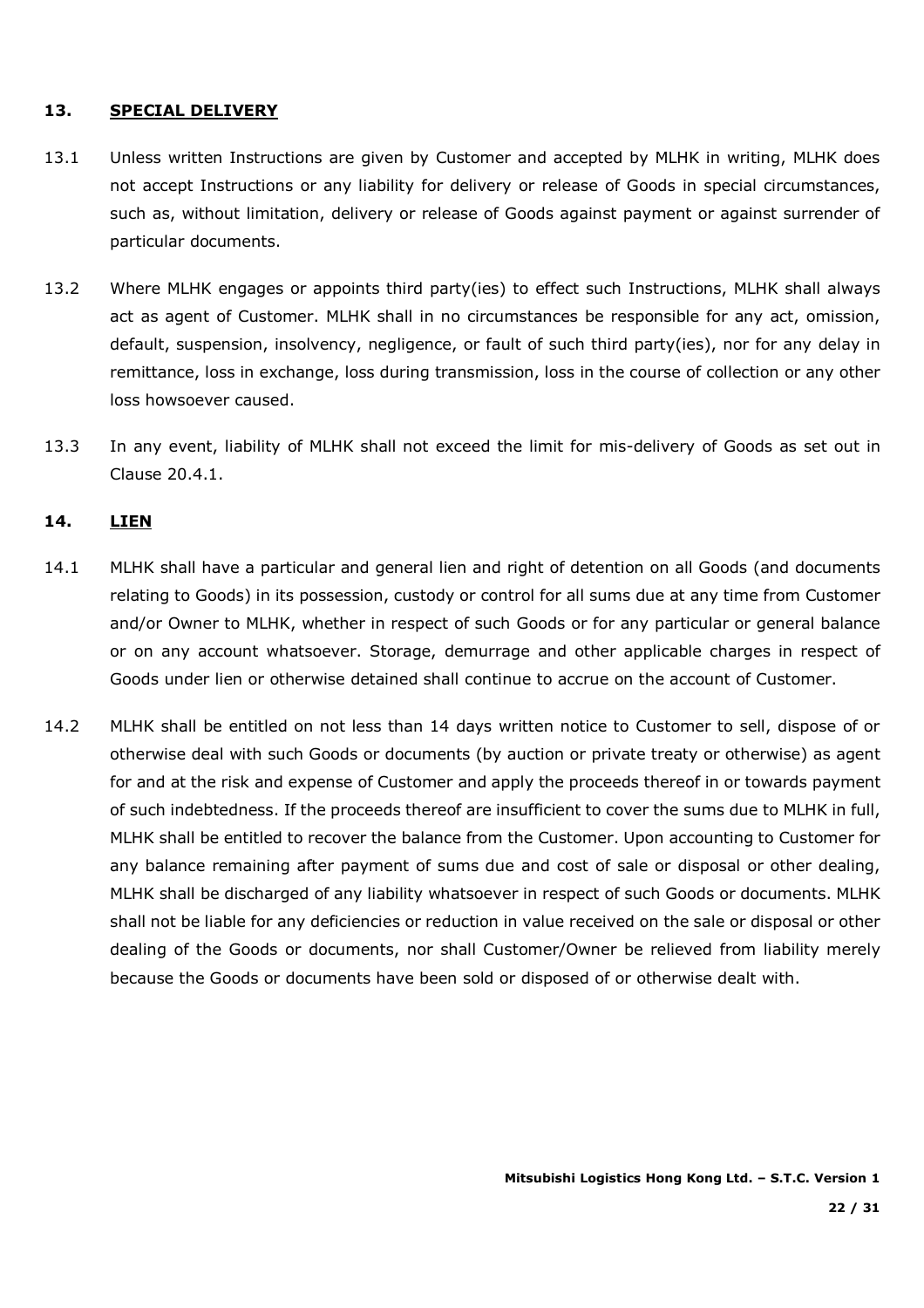## 13. SPECIAL DELIVERY

13.1 Unless written Instructions are given by Customer and accepted by MLHK in writing, MLHK does not accept Instructions or any liability for delivery or release of Goods in special circumstances, such as, without limitation, delivery or release of Goods against payment or against surrender of particular documents.

13.2 Where MLHK engages or appoints third party(ies) to effect such Instructions, MLHK shall always act as agent of Customer. MLHK shall in no circumstances be responsible for any act, omission, default, suspension, insolvency, negligence, or fault of such third party(ies), nor for any delay in remittance, loss in exchange, loss during transmission, loss in the course of collection or any other loss howsoever caused.

13.3 In any event, liability of MLHK shall not exceed the limit for mis-delivery of Goods as set out in Clause 20.4.1.

## 14. LIEN

14.1 MLHK shall have a particular and general lien and right of detention on all Goods (and documents relating to Goods) in its possession, custody or control for all sums due at any time from Customer and/or Owner to MLHK, whether in respect of such Goods or for any particular or general balance or on any account whatsoever. Storage, demurrage and other applicable charges in respect of Goods under lien or otherwise detained shall continue to accrue on the account of Customer.

14.2 MLHK shall be entitled on not less than 14 days written notice to Customer to sell, dispose of or otherwise deal with such Goods or documents (by auction or private treaty or otherwise) as agent for and at the risk and expense of Customer and apply the proceeds thereof in or towards payment of such indebtedness. If the proceeds thereof are insufficient to cover the sums due to MLHK in full, MLHK shall be entitled to recover the balance from the Customer. Upon accounting to Customer for any balance remaining after payment of sums due and cost of sale or disposal or other dealing, MLHK shall be discharged of any liability whatsoever in respect of such Goods or documents. MLHK shall not be liable for any deficiencies or reduction in value received on the sale or disposal or other dealing of the Goods or documents, nor shall Customer/Owner be relieved from liability merely because the Goods or documents have been sold or disposed of or otherwise dealt with.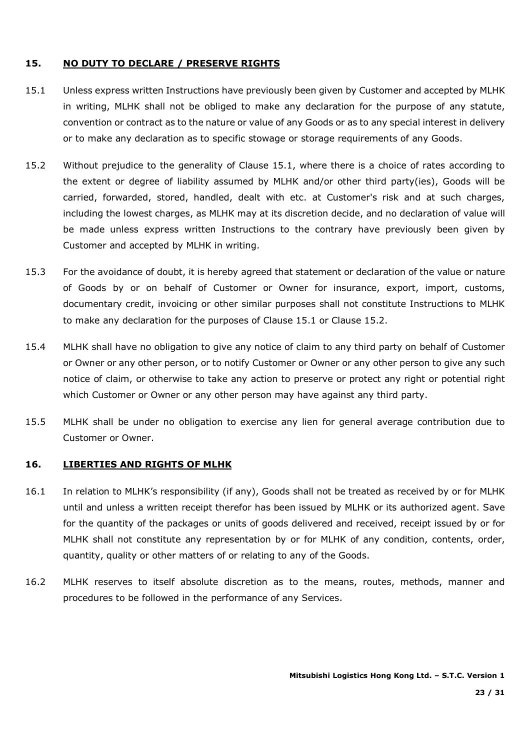## 15. NO DUTY TO DECLARE / PRESERVE RIGHTS

15.1 Unless express written Instructions have previously been given by Customer and accepted by MLHK in writing, MLHK shall not be obliged to make any declaration for the purpose of any statute, convention or contract as to the nature or value of any Goods or as to any special interest in delivery or to make any declaration as to specific stowage or storage requirements of any Goods.

15.2 Without prejudice to the generality of Clause 15.1, where there is a choice of rates according to the extent or degree of liability assumed by MLHK and/or other third party(ies), Goods will be carried, forwarded, stored, handled, dealt with etc. at Customer's risk and at such charges, including the lowest charges, as MLHK may at its discretion decide, and no declaration of value will be made unless express written Instructions to the contrary have previously been given by Customer and accepted by MLHK in writing.

15.3 For the avoidance of doubt, it is hereby agreed that statement or declaration of the value or nature of Goods by or on behalf of Customer or Owner for insurance, export, import, customs, documentary credit, invoicing or other similar purposes shall not constitute Instructions to MLHK to make any declaration for the purposes of Clause 15.1 or Clause 15.2.

15.4 MLHK shall have no obligation to give any notice of claim to any third party on behalf of Customer or Owner or any other person, or to notify Customer or Owner or any other person to give any such notice of claim, or otherwise to take any action to preserve or protect any right or potential right which Customer or Owner or any other person may have against any third party.

15.5 MLHK shall be under no obligation to exercise any lien for general average contribution due to Customer or Owner.

## 16. LIBERTIES AND RIGHTS OF MLHK

16.1 In relation to MLHK's responsibility (if any), Goods shall not be treated as received by or for MLHK until and unless a written receipt therefor has been issued by MLHK or its authorized agent. Save for the quantity of the packages or units of goods delivered and received, receipt issued by or for MLHK shall not constitute any representation by or for MLHK of any condition, contents, order, quantity, quality or other matters of or relating to any of the Goods.

16.2 MLHK reserves to itself absolute discretion as to the means, routes, methods, manner and procedures to be followed in the performance of any Services.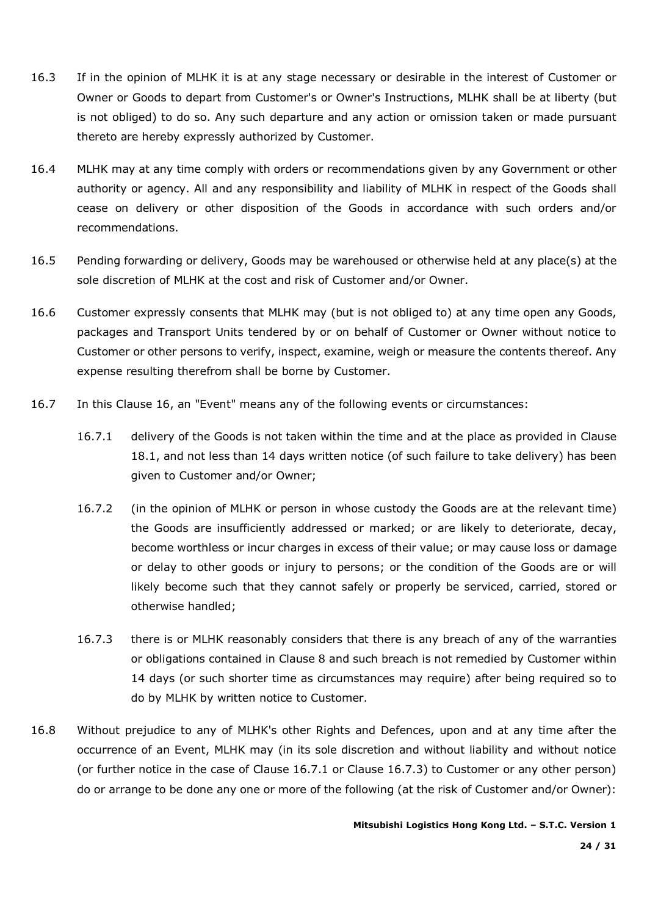16.3 If in the opinion of MLHK it is at any stage necessary or desirable in the interest of Customer or Owner or Goods to depart from Customer's or Owner's Instructions, MLHK shall be at liberty (but is not obliged) to do so. Any such departure and any action or omission taken or made pursuant thereto are hereby expressly authorized by Customer.

16.4 MLHK may at any time comply with orders or recommendations given by any Government or other authority or agency. All and any responsibility and liability of MLHK in respect of the Goods shall cease on delivery or other disposition of the Goods in accordance with such orders and/or recommendations.

16.5 Pending forwarding or delivery, Goods may be warehoused or otherwise held at any place(s) at the sole discretion of MLHK at the cost and risk of Customer and/or Owner.

16.6 Customer expressly consents that MLHK may (but is not obliged to) at any time open any Goods, packages and Transport Units tendered by or on behalf of Customer or Owner without notice to Customer or other persons to verify, inspect, examine, weigh or measure the contents thereof. Any expense resulting therefrom shall be borne by Customer.

16.7 In this Clause 16, an "Event" means any of the following events or circumstances:

16.7.1 delivery of the Goods is not taken within the time and at the place as provided in Clause 18.1, and not less than 14 days written notice (of such failure to take delivery) has been given to Customer and/or Owner;

16.7.2 (in the opinion of MLHK or person in whose custody the Goods are at the relevant time) the Goods are insufficiently addressed or marked; or are likely to deteriorate, decay, become worthless or incur charges in excess of their value; or may cause loss or damage or delay to other goods or injury to persons; or the condition of the Goods are or will likely become such that they cannot safely or properly be serviced, carried, stored or otherwise handled;

16.7.3 there is or MLHK reasonably considers that there is any breach of any of the warranties or obligations contained in Clause 8 and such breach is not remedied by Customer within 14 days (or such shorter time as circumstances may require) after being required so to do by MLHK by written notice to Customer.

16.8 Without prejudice to any of MLHK's other Rights and Defences, upon and at any time after the occurrence of an Event, MLHK may (in its sole discretion and without liability and without notice (or further notice in the case of Clause 16.7.1 or Clause 16.7.3) to Customer or any other person) do or arrange to be done any one or more of the following (at the risk of Customer and/or Owner):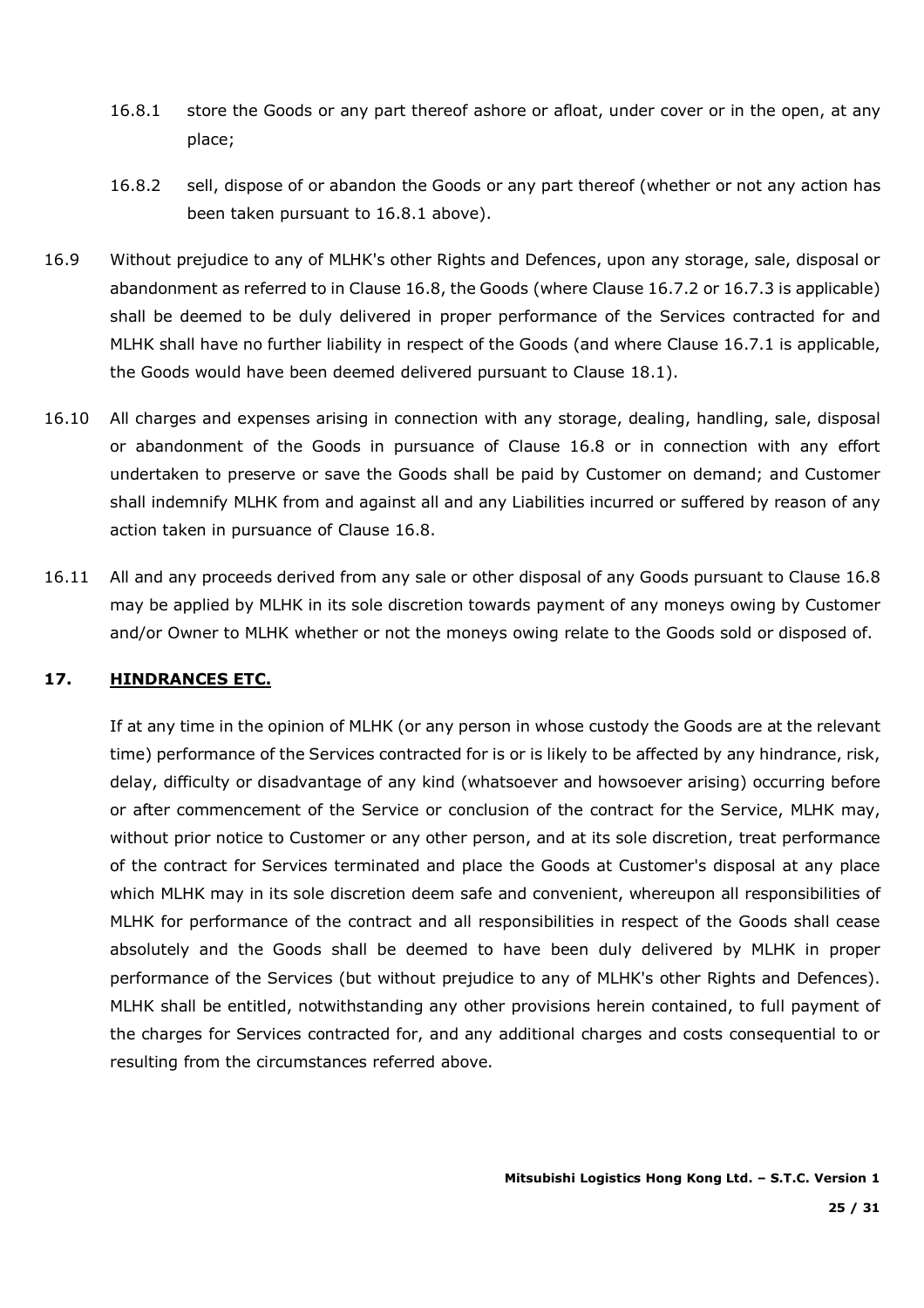16.8.1 store the Goods or any part thereof ashore or afloat, under cover or in the open, at any place;

16.8.2 sell, dispose of or abandon the Goods or any part thereof (whether or not any action has been taken pursuant to 16.8.1 above).

16.9 Without prejudice to any of MLHK's other Rights and Defences, upon any storage, sale, disposal or abandonment as referred to in Clause 16.8, the Goods (where Clause 16.7.2 or 16.7.3 is applicable) shall be deemed to be duly delivered in proper performance of the Services contracted for and MLHK shall have no further liability in respect of the Goods (and where Clause 16.7.1 is applicable, the Goods would have been deemed delivered pursuant to Clause 18.1).

16.10 All charges and expenses arising in connection with any storage, dealing, handling, sale, disposal or abandonment of the Goods in pursuance of Clause 16.8 or in connection with any effort undertaken to preserve or save the Goods shall be paid by Customer on demand; and Customer shall indemnify MLHK from and against all and any Liabilities incurred or suffered by reason of any action taken in pursuance of Clause 16.8.

16.11 All and any proceeds derived from any sale or other disposal of any Goods pursuant to Clause 16.8 may be applied by MLHK in its sole discretion towards payment of any moneys owing by Customer and/or Owner to MLHK whether or not the moneys owing relate to the Goods sold or disposed of.

## 17. HINDRANCES ETC.

If at any time in the opinion of MLHK (or any person in whose custody the Goods are at the relevant time) performance of the Services contracted for is or is likely to be affected by any hindrance, risk, delay, difficulty or disadvantage of any kind (whatsoever and howsoever arising) occurring before or after commencement of the Service or conclusion of the contract for the Service, MLHK may, without prior notice to Customer or any other person, and at its sole discretion, treat performance of the contract for Services terminated and place the Goods at Customer's disposal at any place which MLHK may in its sole discretion deem safe and convenient, whereupon all responsibilities of MLHK for performance of the contract and all responsibilities in respect of the Goods shall cease absolutely and the Goods shall be deemed to have been duly delivered by MLHK in proper performance of the Services (but without prejudice to any of MLHK's other Rights and Defences). MLHK shall be entitled, notwithstanding any other provisions herein contained, to full payment of the charges for Services contracted for, and any additional charges and costs consequential to or resulting from the circumstances referred above.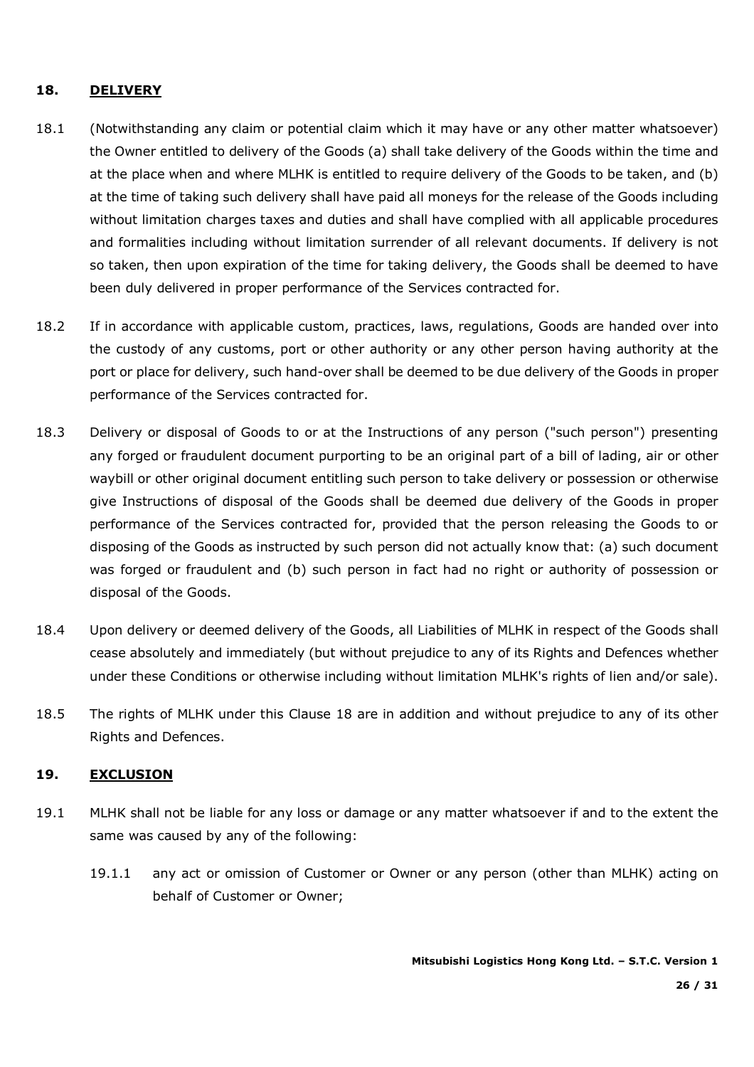## 18. DELIVERY

18.1 (Notwithstanding any claim or potential claim which it may have or any other matter whatsoever) the Owner entitled to delivery of the Goods (a) shall take delivery of the Goods within the time and at the place when and where MLHK is entitled to require delivery of the Goods to be taken, and (b) at the time of taking such delivery shall have paid all moneys for the release of the Goods including without limitation charges taxes and duties and shall have complied with all applicable procedures and formalities including without limitation surrender of all relevant documents. If delivery is not so taken, then upon expiration of the time for taking delivery, the Goods shall be deemed to have been duly delivered in proper performance of the Services contracted for.

18.2 If in accordance with applicable custom, practices, laws, regulations, Goods are handed over into the custody of any customs, port or other authority or any other person having authority at the port or place for delivery, such hand-over shall be deemed to be due delivery of the Goods in proper performance of the Services contracted for.

18.3 Delivery or disposal of Goods to or at the Instructions of any person ("such person") presenting any forged or fraudulent document purporting to be an original part of a bill of lading, air or other waybill or other original document entitling such person to take delivery or possession or otherwise give Instructions of disposal of the Goods shall be deemed due delivery of the Goods in proper performance of the Services contracted for, provided that the person releasing the Goods to or disposing of the Goods as instructed by such person did not actually know that: (a) such document was forged or fraudulent and (b) such person in fact had no right or authority of possession or disposal of the Goods.

18.4 Upon delivery or deemed delivery of the Goods, all Liabilities of MLHK in respect of the Goods shall cease absolutely and immediately (but without prejudice to any of its Rights and Defences whether under these Conditions or otherwise including without limitation MLHK's rights of lien and/or sale).

18.5 The rights of MLHK under this Clause 18 are in addition and without prejudice to any of its other Rights and Defences.

## 19. EXCLUSION

19.1 MLHK shall not be liable for any loss or damage or any matter whatsoever if and to the extent the same was caused by any of the following:

19.1.1 any act or omission of Customer or Owner or any person (other than MLHK) acting on behalf of Customer or Owner;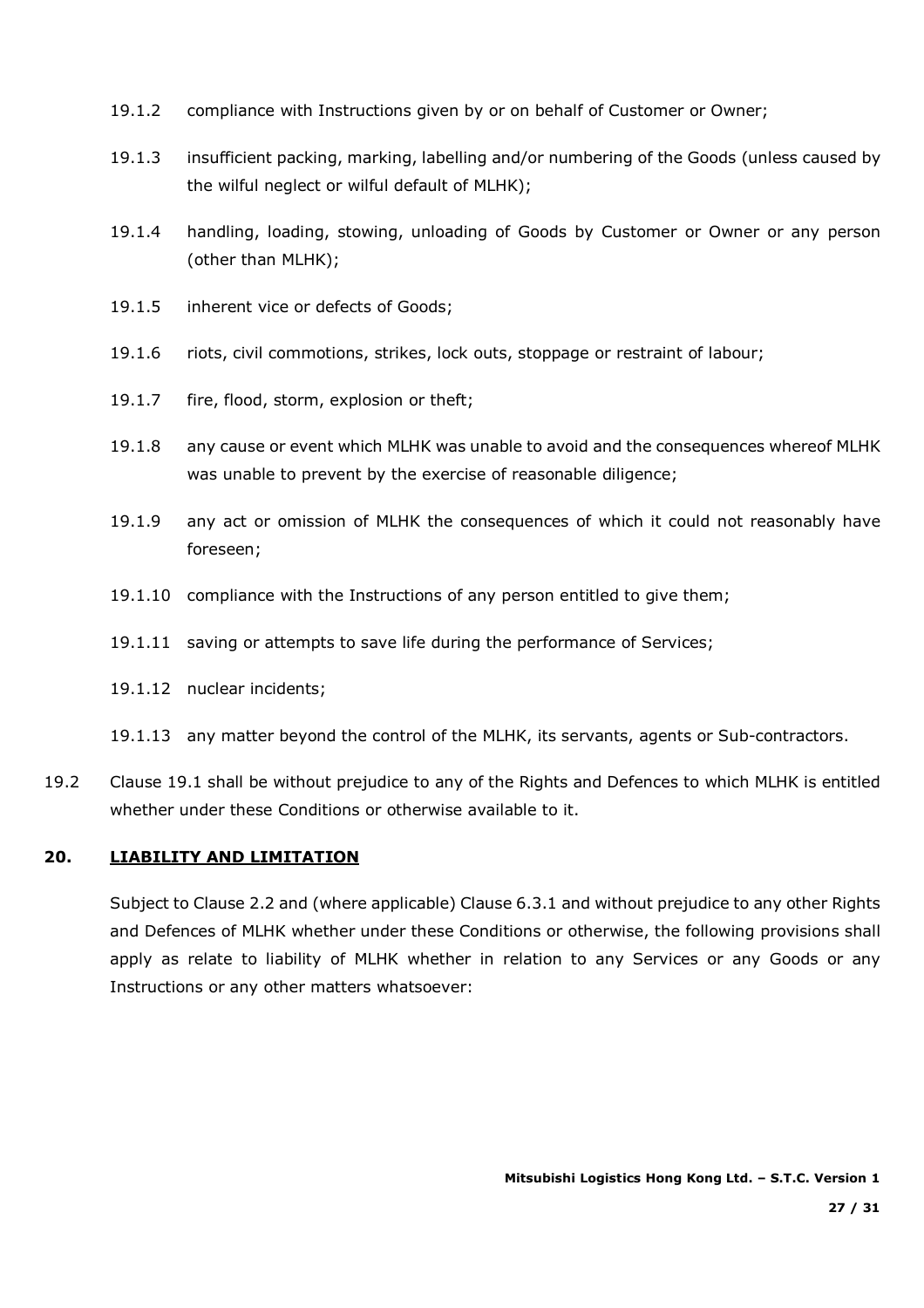19.1.2 compliance with Instructions given by or on behalf of Customer or Owner;

19.1.3 insufficient packing, marking, labelling and/or numbering of the Goods (unless caused by the wilful neglect or wilful default of MLHK);

19.1.4 handling, loading, stowing, unloading of Goods by Customer or Owner or any person (other than MLHK);

19.1.5 inherent vice or defects of Goods;

19.1.6 riots, civil commotions, strikes, lock outs, stoppage or restraint of labour;

19.1.7 fire, flood, storm, explosion or theft;

19.1.8 any cause or event which MLHK was unable to avoid and the consequences whereof MLHK was unable to prevent by the exercise of reasonable diligence;

19.1.9 any act or omission of MLHK the consequences of which it could not reasonably have foreseen;

19.1.10 compliance with the Instructions of any person entitled to give them;

19.1.11 saving or attempts to save life during the performance of Services;

19.1.12 nuclear incidents;

19.1.13 any matter beyond the control of the MLHK, its servants, agents or Sub-contractors.

19.2 Clause 19.1 shall be without prejudice to any of the Rights and Defences to which MLHK is entitled whether under these Conditions or otherwise available to it.

## 20. LIABILITY AND LIMITATION

Subject to Clause 2.2 and (where applicable) Clause 6.3.1 and without prejudice to any other Rights and Defences of MLHK whether under these Conditions or otherwise, the following provisions shall apply as relate to liability of MLHK whether in relation to any Services or any Goods or any Instructions or any other matters whatsoever: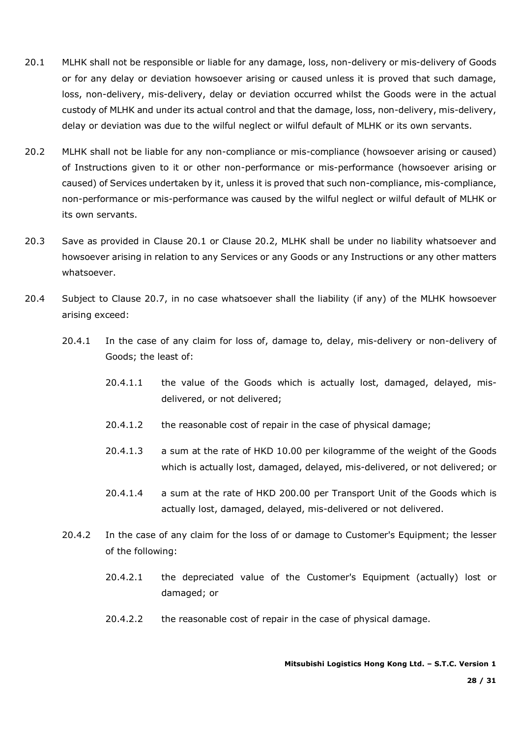20.1 MLHK shall not be responsible or liable for any damage, loss, non-delivery or mis-delivery of Goods or for any delay or deviation howsoever arising or caused unless it is proved that such damage, loss, non-delivery, mis-delivery, delay or deviation occurred whilst the Goods were in the actual custody of MLHK and under its actual control and that the damage, loss, non-delivery, mis-delivery, delay or deviation was due to the wilful neglect or wilful default of MLHK or its own servants.

20.2 MLHK shall not be liable for any non-compliance or mis-compliance (howsoever arising or caused) of Instructions given to it or other non-performance or mis-performance (howsoever arising or caused) of Services undertaken by it, unless it is proved that such non-compliance, mis-compliance, non-performance or mis-performance was caused by the wilful neglect or wilful default of MLHK or its own servants.

20.3 Save as provided in Clause 20.1 or Clause 20.2, MLHK shall be under no liability whatsoever and howsoever arising in relation to any Services or any Goods or any Instructions or any other matters whatsoever.

20.4 Subject to Clause 20.7, in no case whatsoever shall the liability (if any) of the MLHK howsoever arising exceed:

20.4.1 In the case of any claim for loss of, damage to, delay, mis-delivery or non-delivery of Goods; the least of:

20.4.1.1 the value of the Goods which is actually lost, damaged, delayed, mis-delivered, or not delivered;

20.4.1.2 the reasonable cost of repair in the case of physical damage;

20.4.1.3 a sum at the rate of HKD 10.00 per kilogramme of the weight of the Goods which is actually lost, damaged, delayed, mis-delivered, or not delivered; or

20.4.1.4 a sum at the rate of HKD 200.00 per Transport Unit of the Goods which is actually lost, damaged, delayed, mis-delivered or not delivered.

20.4.2 In the case of any claim for the loss of or damage to Customer's Equipment; the lesser of the following:

20.4.2.1 the depreciated value of the Customer's Equipment (actually) lost or damaged; or

20.4.2.2 the reasonable cost of repair in the case of physical damage.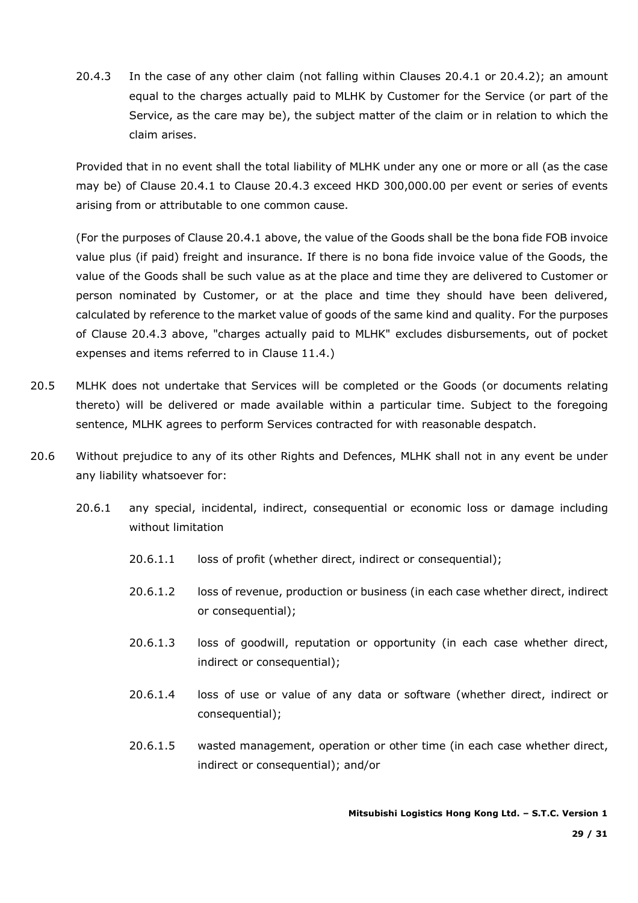20.4.3 In the case of any other claim (not falling within Clauses 20.4.1 or 20.4.2); an amount equal to the charges actually paid to MLHK by Customer for the Service (or part of the Service, as the care may be), the subject matter of the claim or in relation to which the claim arises.

Provided that in no event shall the total liability of MLHK under any one or more or all (as the case may be) of Clause 20.4.1 to Clause 20.4.3 exceed HKD 300,000.00 per event or series of events arising from or attributable to one common cause.

(For the purposes of Clause 20.4.1 above, the value of the Goods shall be the bona fide FOB invoice value plus (if paid) freight and insurance. If there is no bona fide invoice value of the Goods, the value of the Goods shall be such value as at the place and time they are delivered to Customer or person nominated by Customer, or at the place and time they should have been delivered, calculated by reference to the market value of goods of the same kind and quality. For the purposes of Clause 20.4.3 above, "charges actually paid to MLHK" excludes disbursements, out of pocket expenses and items referred to in Clause 11.4.)

20.5 MLHK does not undertake that Services will be completed or the Goods (or documents relating thereto) will be delivered or made available within a particular time. Subject to the foregoing sentence, MLHK agrees to perform Services contracted for with reasonable despatch.

20.6 Without prejudice to any of its other Rights and Defences, MLHK shall not in any event be under any liability whatsoever for:

20.6.1 any special, incidental, indirect, consequential or economic loss or damage including without limitation

20.6.1.1 loss of profit (whether direct, indirect or consequential);

20.6.1.2 loss of revenue, production or business (in each case whether direct, indirect or consequential);

20.6.1.3 loss of goodwill, reputation or opportunity (in each case whether direct, indirect or consequential);

20.6.1.4 loss of use or value of any data or software (whether direct, indirect or consequential);

20.6.1.5 wasted management, operation or other time (in each case whether direct, indirect or consequential); and/or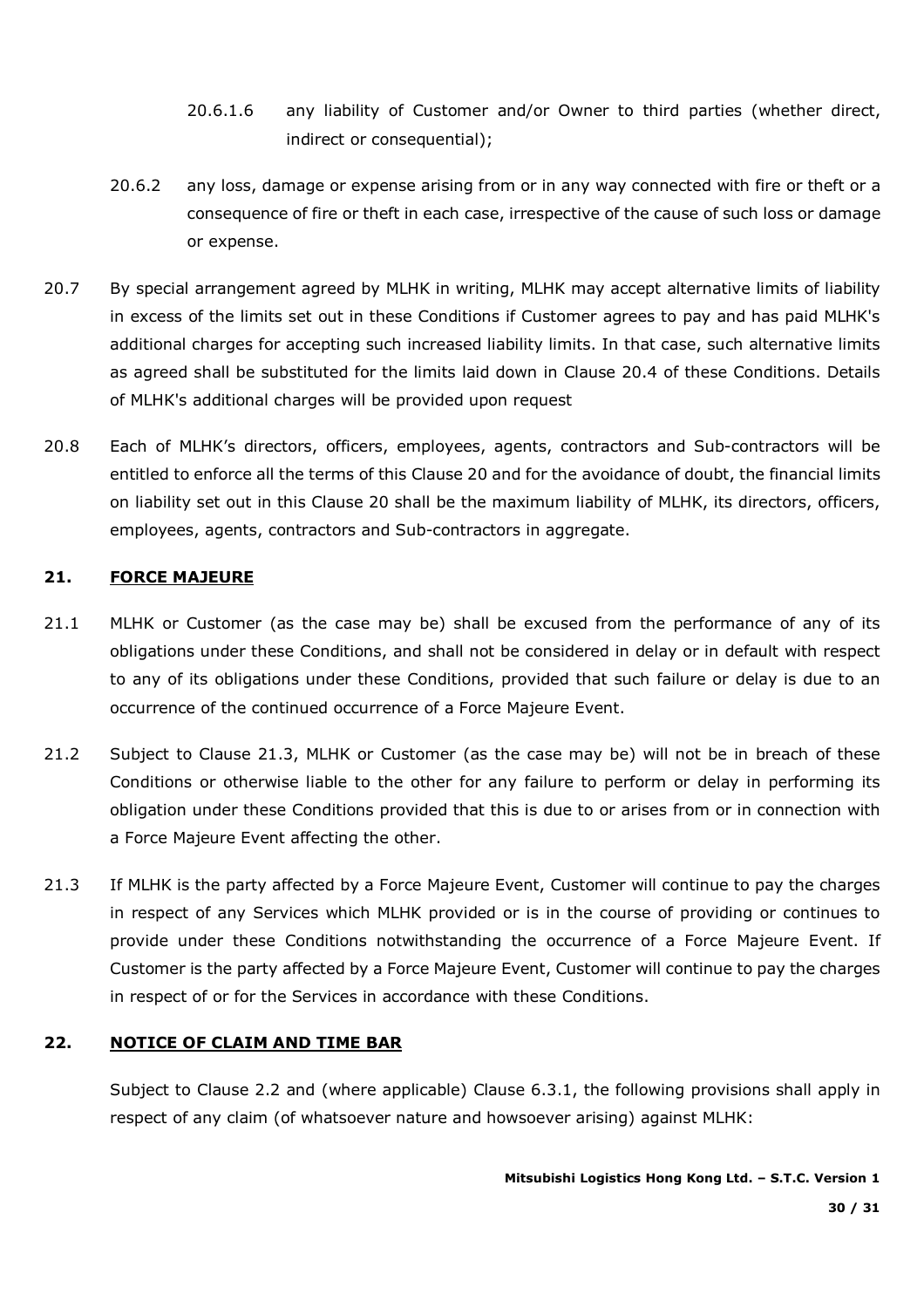20.6.1.6 any liability of Customer and/or Owner to third parties (whether direct, indirect or consequential);

20.6.2 any loss, damage or expense arising from or in any way connected with fire or theft or a consequence of fire or theft in each case, irrespective of the cause of such loss or damage or expense.

20.7 By special arrangement agreed by MLHK in writing, MLHK may accept alternative limits of liability in excess of the limits set out in these Conditions if Customer agrees to pay and has paid MLHK's additional charges for accepting such increased liability limits. In that case, such alternative limits as agreed shall be substituted for the limits laid down in Clause 20.4 of these Conditions. Details of MLHK's additional charges will be provided upon request

20.8 Each of MLHK's directors, officers, employees, agents, contractors and Sub-contractors will be entitled to enforce all the terms of this Clause 20 and for the avoidance of doubt, the financial limits on liability set out in this Clause 20 shall be the maximum liability of MLHK, its directors, officers, employees, agents, contractors and Sub-contractors in aggregate.

## 21. FORCE MAJEURE

21.1 MLHK or Customer (as the case may be) shall be excused from the performance of any of its obligations under these Conditions, and shall not be considered in delay or in default with respect to any of its obligations under these Conditions, provided that such failure or delay is due to an occurrence of the continued occurrence of a Force Majeure Event.

21.2 Subject to Clause 21.3, MLHK or Customer (as the case may be) will not be in breach of these Conditions or otherwise liable to the other for any failure to perform or delay in performing its obligation under these Conditions provided that this is due to or arises from or in connection with a Force Majeure Event affecting the other.

21.3 If MLHK is the party affected by a Force Majeure Event, Customer will continue to pay the charges in respect of any Services which MLHK provided or is in the course of providing or continues to provide under these Conditions notwithstanding the occurrence of a Force Majeure Event. If Customer is the party affected by a Force Majeure Event, Customer will continue to pay the charges in respect of or for the Services in accordance with these Conditions.

## 22. NOTICE OF CLAIM AND TIME BAR

Subject to Clause 2.2 and (where applicable) Clause 6.3.1, the following provisions shall apply in respect of any claim (of whatsoever nature and howsoever arising) against MLHK: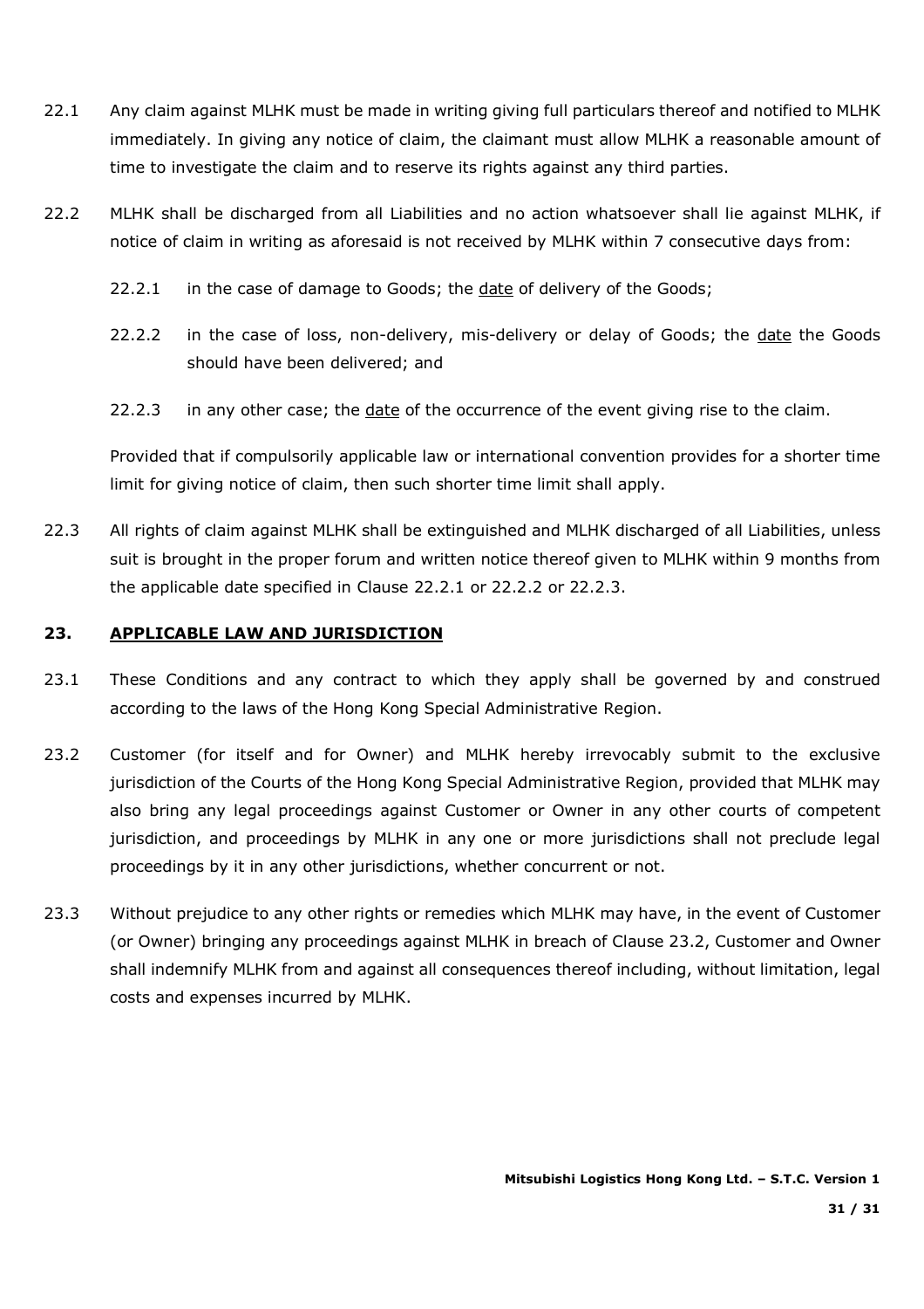22.1 Any claim against MLHK must be made in writing giving full particulars thereof and notified to MLHK immediately. In giving any notice of claim, the claimant must allow MLHK a reasonable amount of time to investigate the claim and to reserve its rights against any third parties.

22.2 MLHK shall be discharged from all Liabilities and no action whatsoever shall lie against MLHK, if notice of claim in writing as aforesaid is not received by MLHK within 7 consecutive days from:

22.2.1 in the case of damage to Goods; the <u>date</u> of delivery of the Goods;

22.2.2 in the case of loss, non-delivery, mis-delivery or delay of Goods; the <u>date</u> the Goods should have been delivered; and

22.2.3 in any other case; the <u>date</u> of the occurrence of the event giving rise to the claim.

Provided that if compulsorily applicable law or international convention provides for a shorter time limit for giving notice of claim, then such shorter time limit shall apply.

22.3 All rights of claim against MLHK shall be extinguished and MLHK discharged of all Liabilities, unless suit is brought in the proper forum and written notice thereof given to MLHK within 9 months from the applicable date specified in Clause 22.2.1 or 22.2.2 or 22.2.3.

## 23. APPLICABLE LAW AND JURISDICTION

23.1 These Conditions and any contract to which they apply shall be governed by and construed according to the laws of the Hong Kong Special Administrative Region.

23.2 Customer (for itself and for Owner) and MLHK hereby irrevocably submit to the exclusive jurisdiction of the Courts of the Hong Kong Special Administrative Region, provided that MLHK may also bring any legal proceedings against Customer or Owner in any other courts of competent jurisdiction, and proceedings by MLHK in any one or more jurisdictions shall not preclude legal proceedings by it in any other jurisdictions, whether concurrent or not.

23.3 Without prejudice to any other rights or remedies which MLHK may have, in the event of Customer (or Owner) bringing any proceedings against MLHK in breach of Clause 23.2, Customer and Owner shall indemnify MLHK from and against all consequences thereof including, without limitation, legal costs and expenses incurred by MLHK.